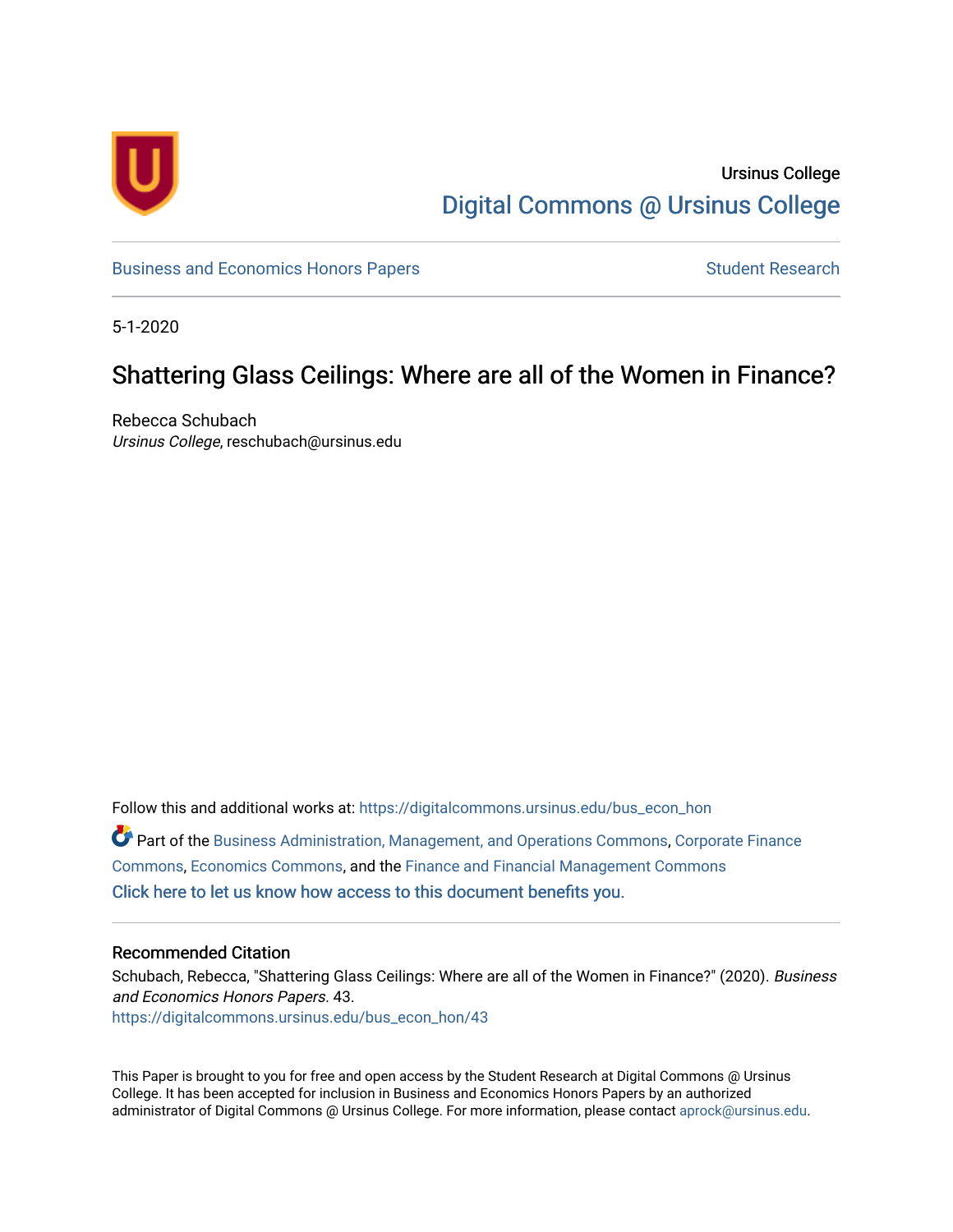Ursinus College

Digital Commons @ Ursinus College

Business and Economics Honors Papers | Student Research

5-1-2020

# Shattering Glass Ceilings: Where are all of the Women in Finance?

Rebecca Schubach
*Ursinus College*, reschubach@ursinus.edu

Follow this and additional works at: https://digitalcommons.ursinus.edu/bus_econ_hon

Part of the Business Administration, Management, and Operations Commons, Corporate Finance Commons, Economics Commons, and the Finance and Financial Management Commons

Click here to let us know how access to this document benefits you.

## Recommended Citation

Schubach, Rebecca, "Shattering Glass Ceilings: Where are all of the Women in Finance?" (2020). *Business and Economics Honors Papers*. 43.
https://digitalcommons.ursinus.edu/bus_econ_hon/43

This Paper is brought to you for free and open access by the Student Research at Digital Commons @ Ursinus College. It has been accepted for inclusion in Business and Economics Honors Papers by an authorized administrator of Digital Commons @ Ursinus College. For more information, please contact aprock@ursinus.edu.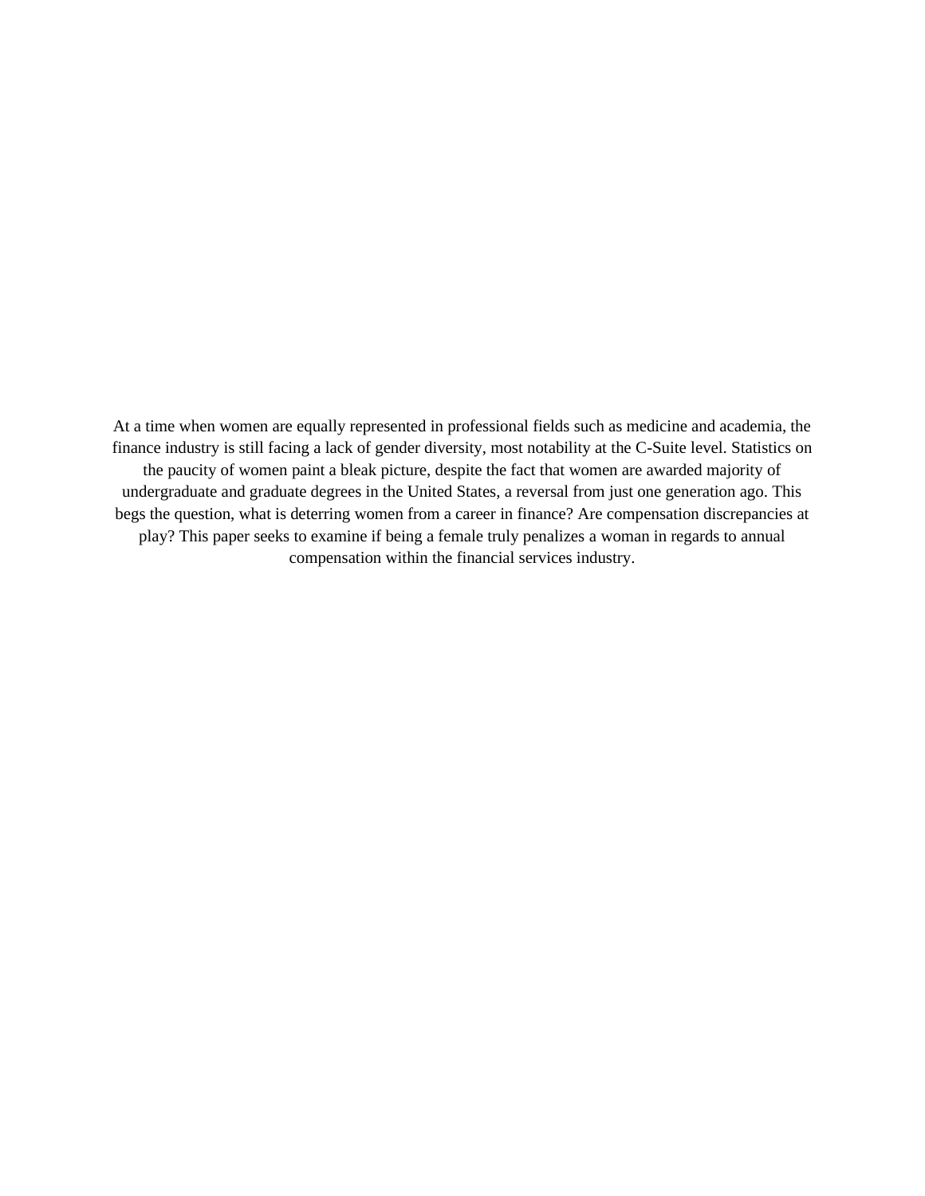At a time when women are equally represented in professional fields such as medicine and academia, the finance industry is still facing a lack of gender diversity, most notability at the C-Suite level. Statistics on the paucity of women paint a bleak picture, despite the fact that women are awarded majority of undergraduate and graduate degrees in the United States, a reversal from just one generation ago. This begs the question, what is deterring women from a career in finance? Are compensation discrepancies at play? This paper seeks to examine if being a female truly penalizes a woman in regards to annual compensation within the financial services industry.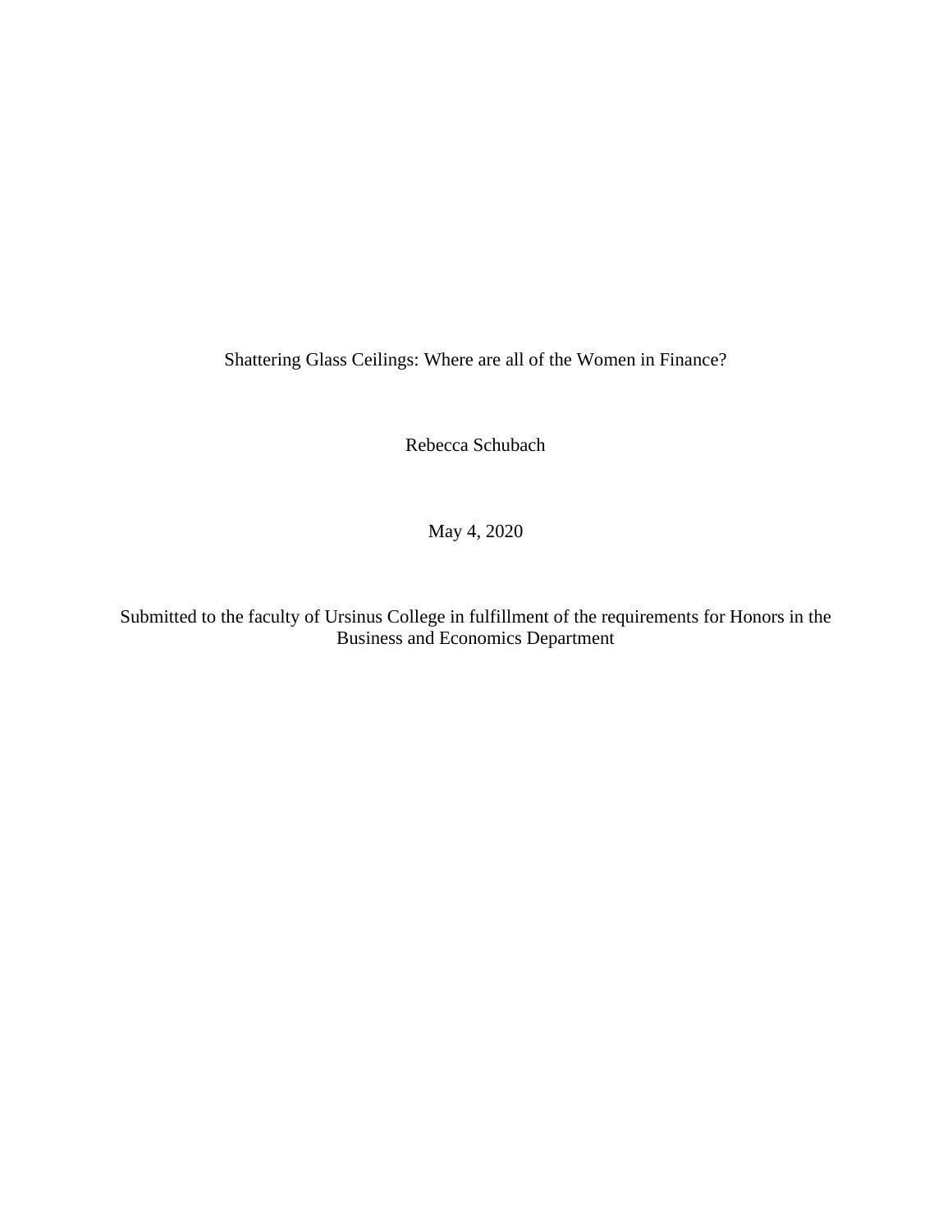# Shattering Glass Ceilings: Where are all of the Women in Finance?

Rebecca Schubach

May 4, 2020

Submitted to the faculty of Ursinus College in fulfillment of the requirements for Honors in the Business and Economics Department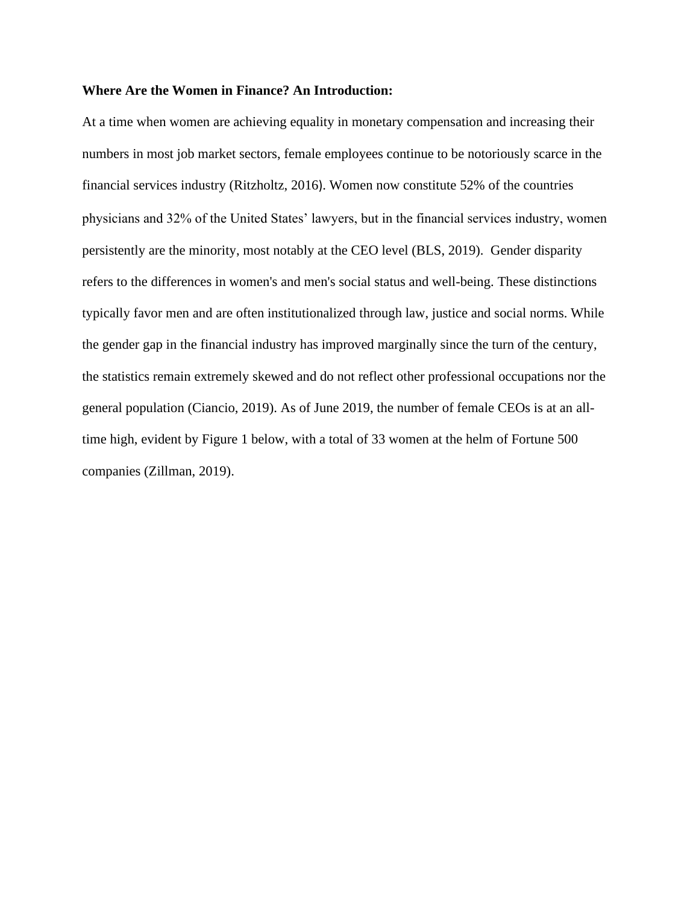**Where Are the Women in Finance? An Introduction:**

At a time when women are achieving equality in monetary compensation and increasing their numbers in most job market sectors, female employees continue to be notoriously scarce in the financial services industry (Ritzholtz, 2016). Women now constitute 52% of the countries physicians and 32% of the United States' lawyers, but in the financial services industry, women persistently are the minority, most notably at the CEO level (BLS, 2019). Gender disparity refers to the differences in women's and men's social status and well-being. These distinctions typically favor men and are often institutionalized through law, justice and social norms. While the gender gap in the financial industry has improved marginally since the turn of the century, the statistics remain extremely skewed and do not reflect other professional occupations nor the general population (Ciancio, 2019). As of June 2019, the number of female CEOs is at an all-time high, evident by Figure 1 below, with a total of 33 women at the helm of Fortune 500 companies (Zillman, 2019).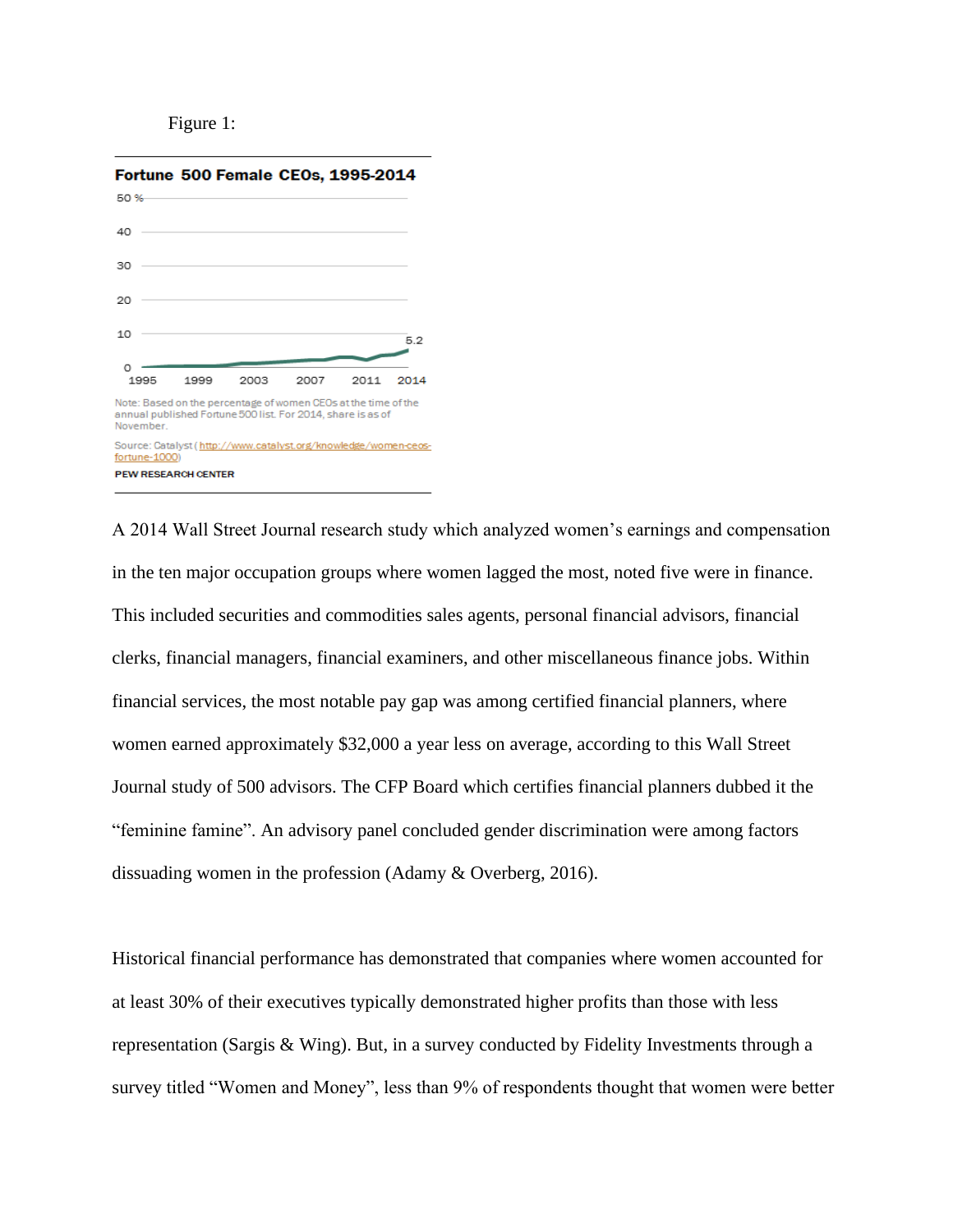Figure 1:

**Fortune 500 Female CEOs, 1995-2014**

Note: Based on the percentage of women CEOs at the time of the annual published Fortune 500 list. For 2014, share is as of November.

Source: Catalyst (http://www.catalyst.org/knowledge/women-ceos-fortune-1000)

PEW RESEARCH CENTER

A 2014 Wall Street Journal research study which analyzed women's earnings and compensation in the ten major occupation groups where women lagged the most, noted five were in finance. This included securities and commodities sales agents, personal financial advisors, financial clerks, financial managers, financial examiners, and other miscellaneous finance jobs. Within financial services, the most notable pay gap was among certified financial planners, where women earned approximately $32,000 a year less on average, according to this Wall Street Journal study of 500 advisors. The CFP Board which certifies financial planners dubbed it the "feminine famine". An advisory panel concluded gender discrimination were among factors dissuading women in the profession (Adamy & Overberg, 2016).

Historical financial performance has demonstrated that companies where women accounted for at least 30% of their executives typically demonstrated higher profits than those with less representation (Sargis & Wing). But, in a survey conducted by Fidelity Investments through a survey titled "Women and Money", less than 9% of respondents thought that women were better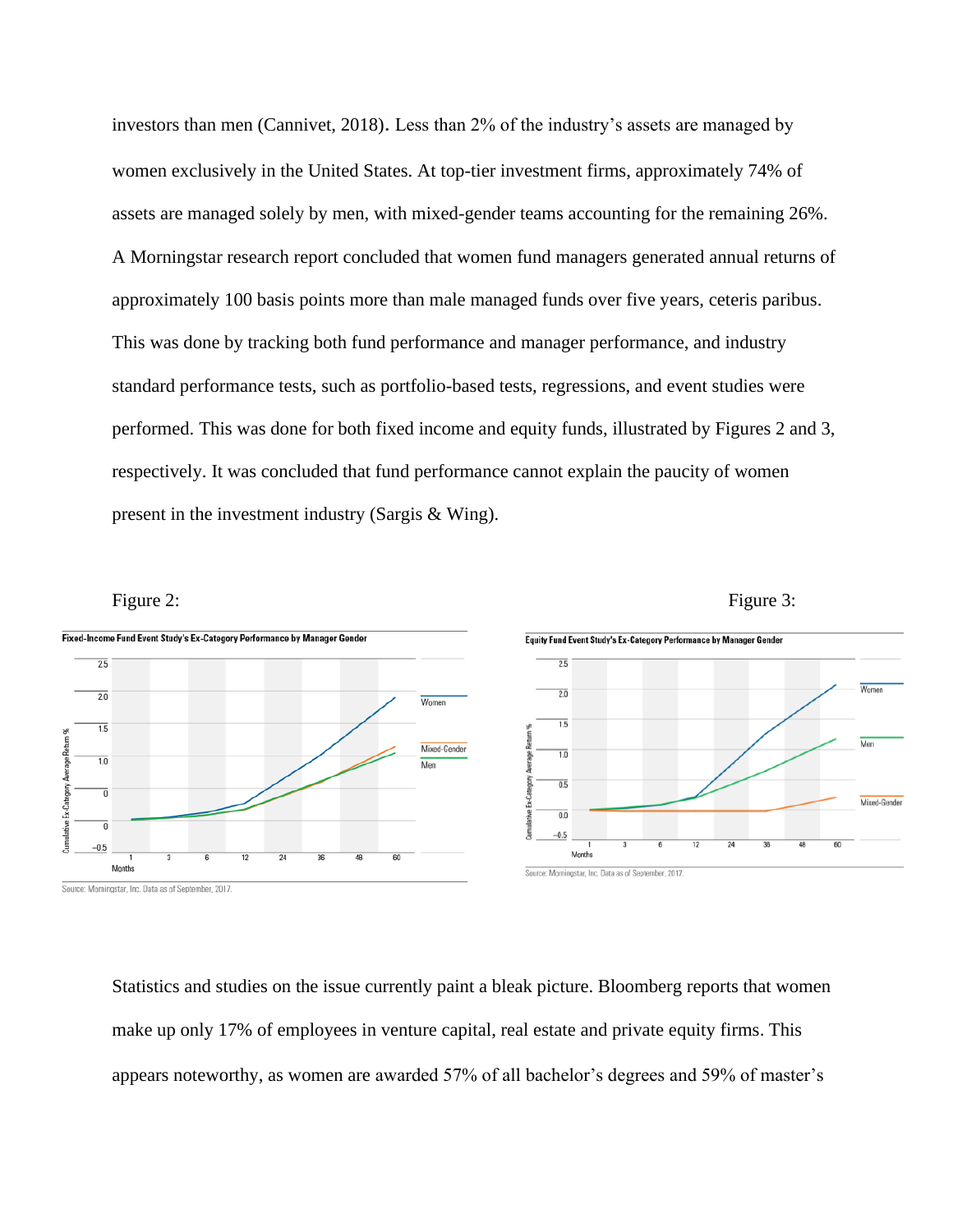investors than men (Cannivet, 2018). Less than 2% of the industry's assets are managed by women exclusively in the United States. At top-tier investment firms, approximately 74% of assets are managed solely by men, with mixed-gender teams accounting for the remaining 26%. A Morningstar research report concluded that women fund managers generated annual returns of approximately 100 basis points more than male managed funds over five years, ceteris paribus. This was done by tracking both fund performance and manager performance, and industry standard performance tests, such as portfolio-based tests, regressions, and event studies were performed. This was done for both fixed income and equity funds, illustrated by Figures 2 and 3, respectively. It was concluded that fund performance cannot explain the paucity of women present in the investment industry (Sargis & Wing).

Figure 2:

Fixed-Income Fund Event Study's Ex-Category Performance by Manager Gender

Source: Morningstar, Inc. Data as of September, 2017.

Figure 3:

Equity Fund Event Study's Ex-Category Performance by Manager Gender

Source: Morningstar, Inc. Data as of September, 2017.

Statistics and studies on the issue currently paint a bleak picture. Bloomberg reports that women make up only 17% of employees in venture capital, real estate and private equity firms. This appears noteworthy, as women are awarded 57% of all bachelor's degrees and 59% of master's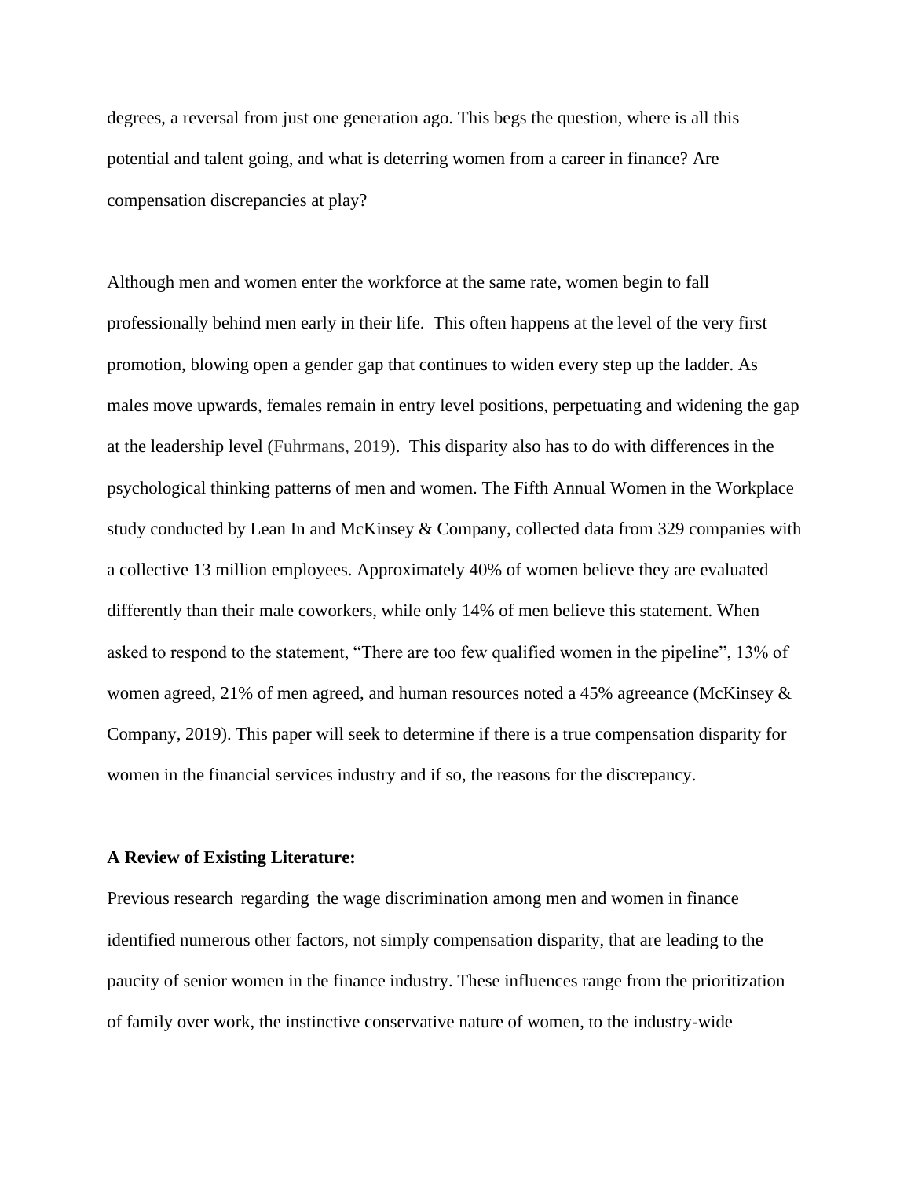degrees, a reversal from just one generation ago. This begs the question, where is all this potential and talent going, and what is deterring women from a career in finance? Are compensation discrepancies at play?

Although men and women enter the workforce at the same rate, women begin to fall professionally behind men early in their life. This often happens at the level of the very first promotion, blowing open a gender gap that continues to widen every step up the ladder. As males move upwards, females remain in entry level positions, perpetuating and widening the gap at the leadership level (Fuhrmans, 2019). This disparity also has to do with differences in the psychological thinking patterns of men and women. The Fifth Annual Women in the Workplace study conducted by Lean In and McKinsey & Company, collected data from 329 companies with a collective 13 million employees. Approximately 40% of women believe they are evaluated differently than their male coworkers, while only 14% of men believe this statement. When asked to respond to the statement, "There are too few qualified women in the pipeline", 13% of women agreed, 21% of men agreed, and human resources noted a 45% agreeance (McKinsey & Company, 2019). This paper will seek to determine if there is a true compensation disparity for women in the financial services industry and if so, the reasons for the discrepancy.

**A Review of Existing Literature:**

Previous research regarding the wage discrimination among men and women in finance identified numerous other factors, not simply compensation disparity, that are leading to the paucity of senior women in the finance industry. These influences range from the prioritization of family over work, the instinctive conservative nature of women, to the industry-wide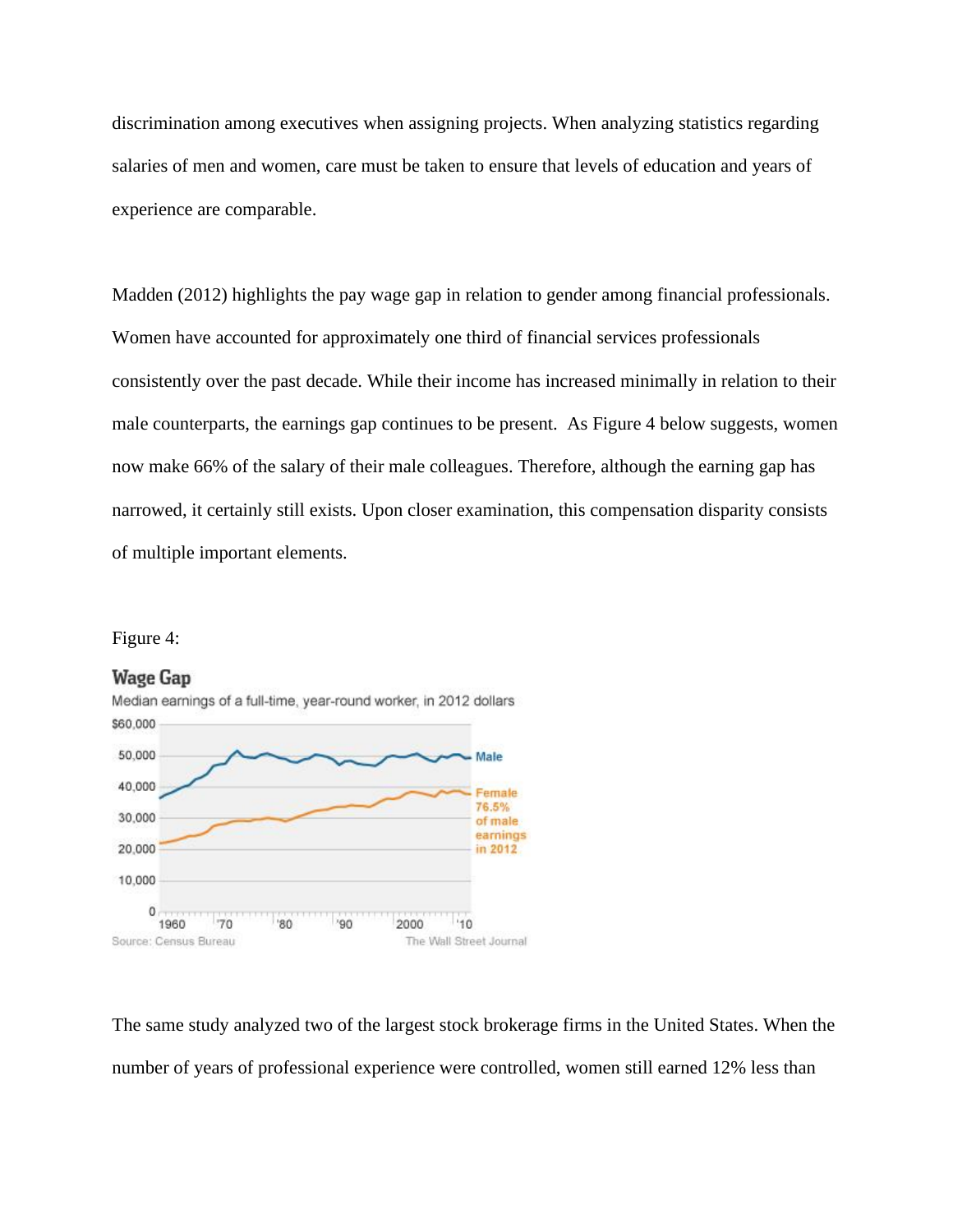discrimination among executives when assigning projects. When analyzing statistics regarding salaries of men and women, care must be taken to ensure that levels of education and years of experience are comparable.

Madden (2012) highlights the pay wage gap in relation to gender among financial professionals. Women have accounted for approximately one third of financial services professionals consistently over the past decade. While their income has increased minimally in relation to their male counterparts, the earnings gap continues to be present. As Figure 4 below suggests, women now make 66% of the salary of their male colleagues. Therefore, although the earning gap has narrowed, it certainly still exists. Upon closer examination, this compensation disparity consists of multiple important elements.

Figure 4:

**Wage Gap**

Median earnings of a full-time, year-round worker, in 2012 dollars

Male

Female 76.5% of male earnings in 2012

Source: Census Bureau — The Wall Street Journal

The same study analyzed two of the largest stock brokerage firms in the United States. When the number of years of professional experience were controlled, women still earned 12% less than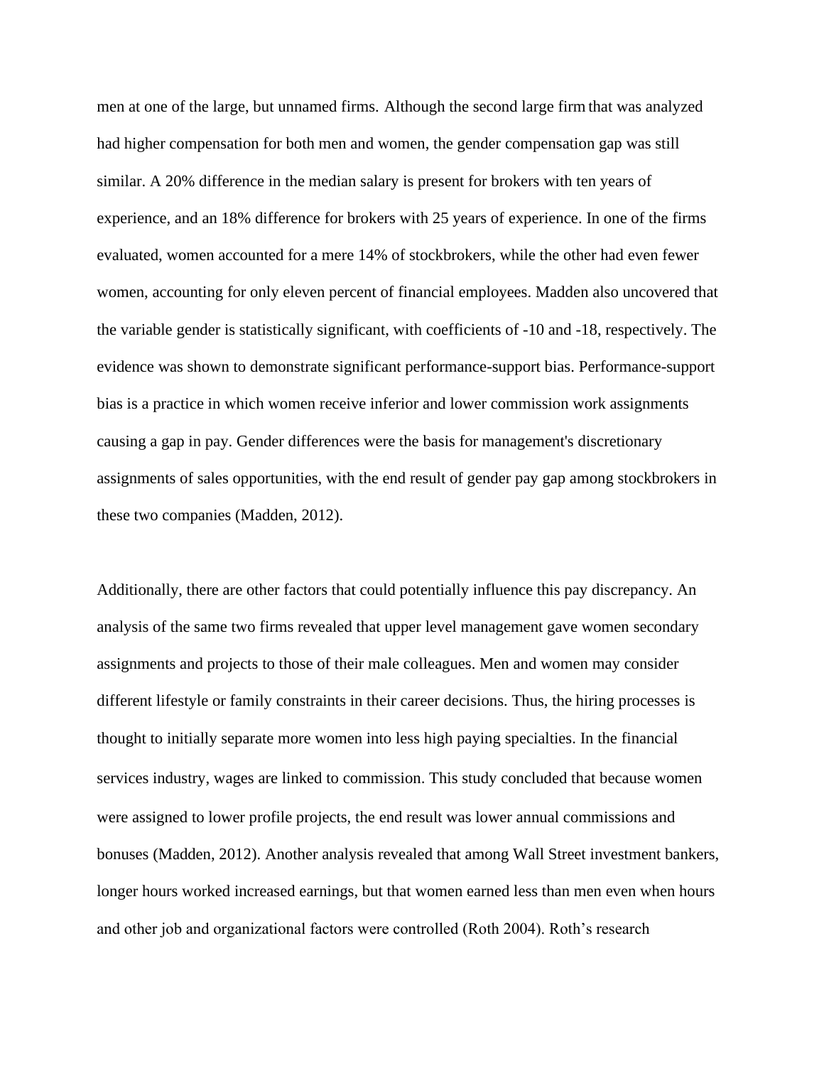men at one of the large, but unnamed firms. Although the second large firm that was analyzed had higher compensation for both men and women, the gender compensation gap was still similar. A 20% difference in the median salary is present for brokers with ten years of experience, and an 18% difference for brokers with 25 years of experience. In one of the firms evaluated, women accounted for a mere 14% of stockbrokers, while the other had even fewer women, accounting for only eleven percent of financial employees. Madden also uncovered that the variable gender is statistically significant, with coefficients of -10 and -18, respectively. The evidence was shown to demonstrate significant performance-support bias. Performance-support bias is a practice in which women receive inferior and lower commission work assignments causing a gap in pay. Gender differences were the basis for management's discretionary assignments of sales opportunities, with the end result of gender pay gap among stockbrokers in these two companies (Madden, 2012).

Additionally, there are other factors that could potentially influence this pay discrepancy. An analysis of the same two firms revealed that upper level management gave women secondary assignments and projects to those of their male colleagues. Men and women may consider different lifestyle or family constraints in their career decisions. Thus, the hiring processes is thought to initially separate more women into less high paying specialties. In the financial services industry, wages are linked to commission. This study concluded that because women were assigned to lower profile projects, the end result was lower annual commissions and bonuses (Madden, 2012). Another analysis revealed that among Wall Street investment bankers, longer hours worked increased earnings, but that women earned less than men even when hours and other job and organizational factors were controlled (Roth 2004). Roth's research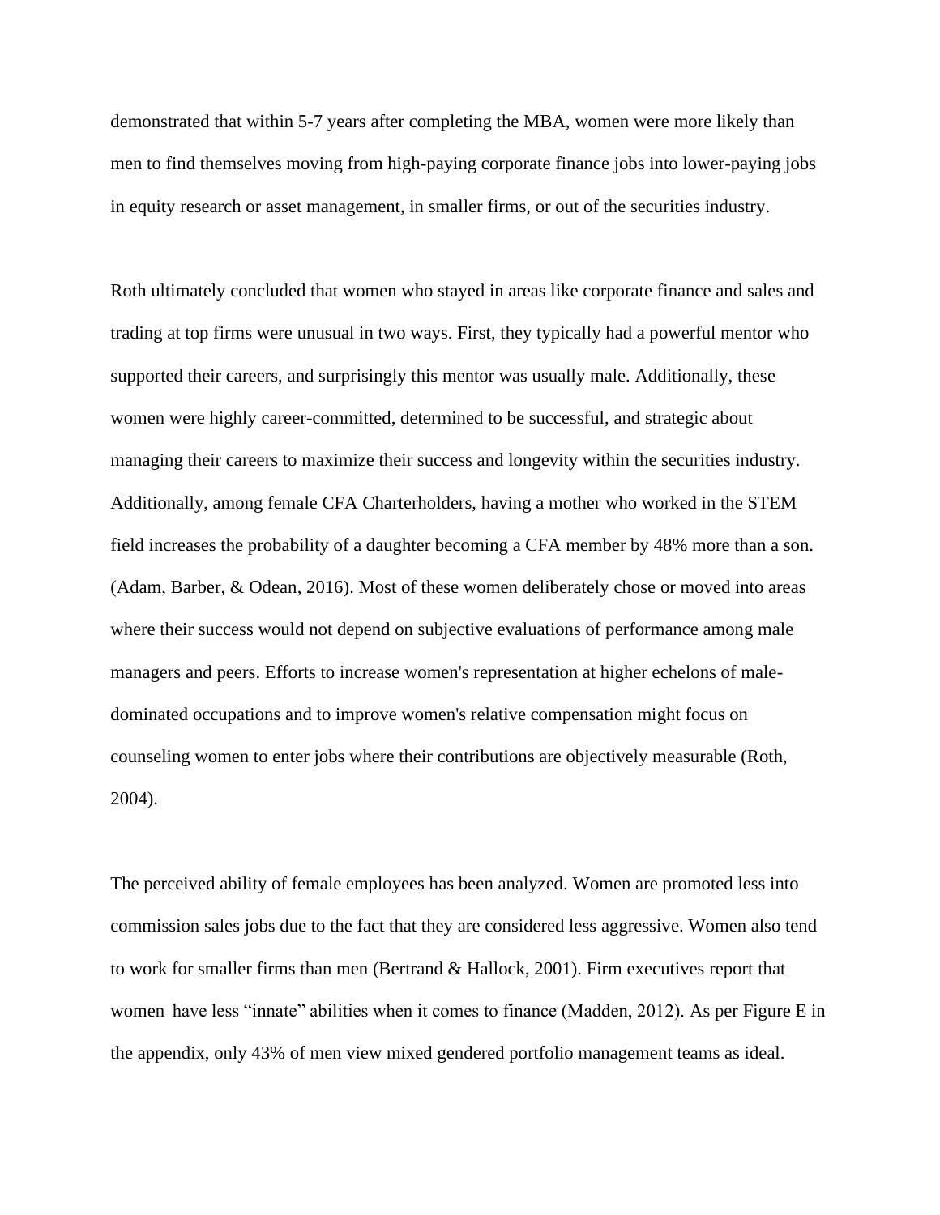demonstrated that within 5-7 years after completing the MBA, women were more likely than men to find themselves moving from high-paying corporate finance jobs into lower-paying jobs in equity research or asset management, in smaller firms, or out of the securities industry.

Roth ultimately concluded that women who stayed in areas like corporate finance and sales and trading at top firms were unusual in two ways. First, they typically had a powerful mentor who supported their careers, and surprisingly this mentor was usually male. Additionally, these women were highly career-committed, determined to be successful, and strategic about managing their careers to maximize their success and longevity within the securities industry. Additionally, among female CFA Charterholders, having a mother who worked in the STEM field increases the probability of a daughter becoming a CFA member by 48% more than a son. (Adam, Barber, & Odean, 2016). Most of these women deliberately chose or moved into areas where their success would not depend on subjective evaluations of performance among male managers and peers. Efforts to increase women's representation at higher echelons of male-dominated occupations and to improve women's relative compensation might focus on counseling women to enter jobs where their contributions are objectively measurable (Roth, 2004).

The perceived ability of female employees has been analyzed. Women are promoted less into commission sales jobs due to the fact that they are considered less aggressive. Women also tend to work for smaller firms than men (Bertrand & Hallock, 2001). Firm executives report that women have less "innate" abilities when it comes to finance (Madden, 2012). As per Figure E in the appendix, only 43% of men view mixed gendered portfolio management teams as ideal.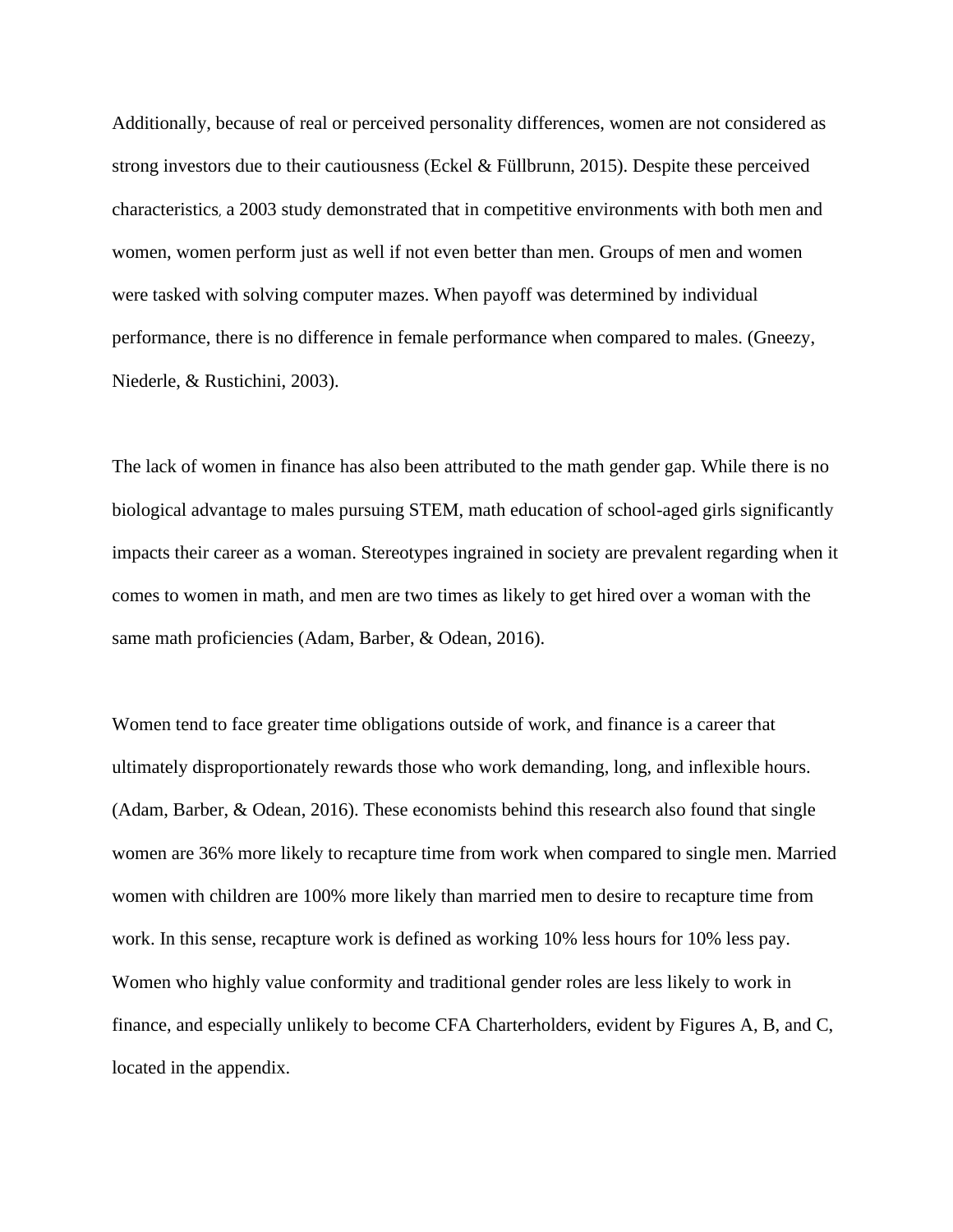Additionally, because of real or perceived personality differences, women are not considered as strong investors due to their cautiousness (Eckel & Füllbrunn, 2015). Despite these perceived characteristics, a 2003 study demonstrated that in competitive environments with both men and women, women perform just as well if not even better than men. Groups of men and women were tasked with solving computer mazes. When payoff was determined by individual performance, there is no difference in female performance when compared to males. (Gneezy, Niederle, & Rustichini, 2003).

The lack of women in finance has also been attributed to the math gender gap. While there is no biological advantage to males pursuing STEM, math education of school-aged girls significantly impacts their career as a woman. Stereotypes ingrained in society are prevalent regarding when it comes to women in math, and men are two times as likely to get hired over a woman with the same math proficiencies (Adam, Barber, & Odean, 2016).

Women tend to face greater time obligations outside of work, and finance is a career that ultimately disproportionately rewards those who work demanding, long, and inflexible hours. (Adam, Barber, & Odean, 2016). These economists behind this research also found that single women are 36% more likely to recapture time from work when compared to single men. Married women with children are 100% more likely than married men to desire to recapture time from work. In this sense, recapture work is defined as working 10% less hours for 10% less pay. Women who highly value conformity and traditional gender roles are less likely to work in finance, and especially unlikely to become CFA Charterholders, evident by Figures A, B, and C, located in the appendix.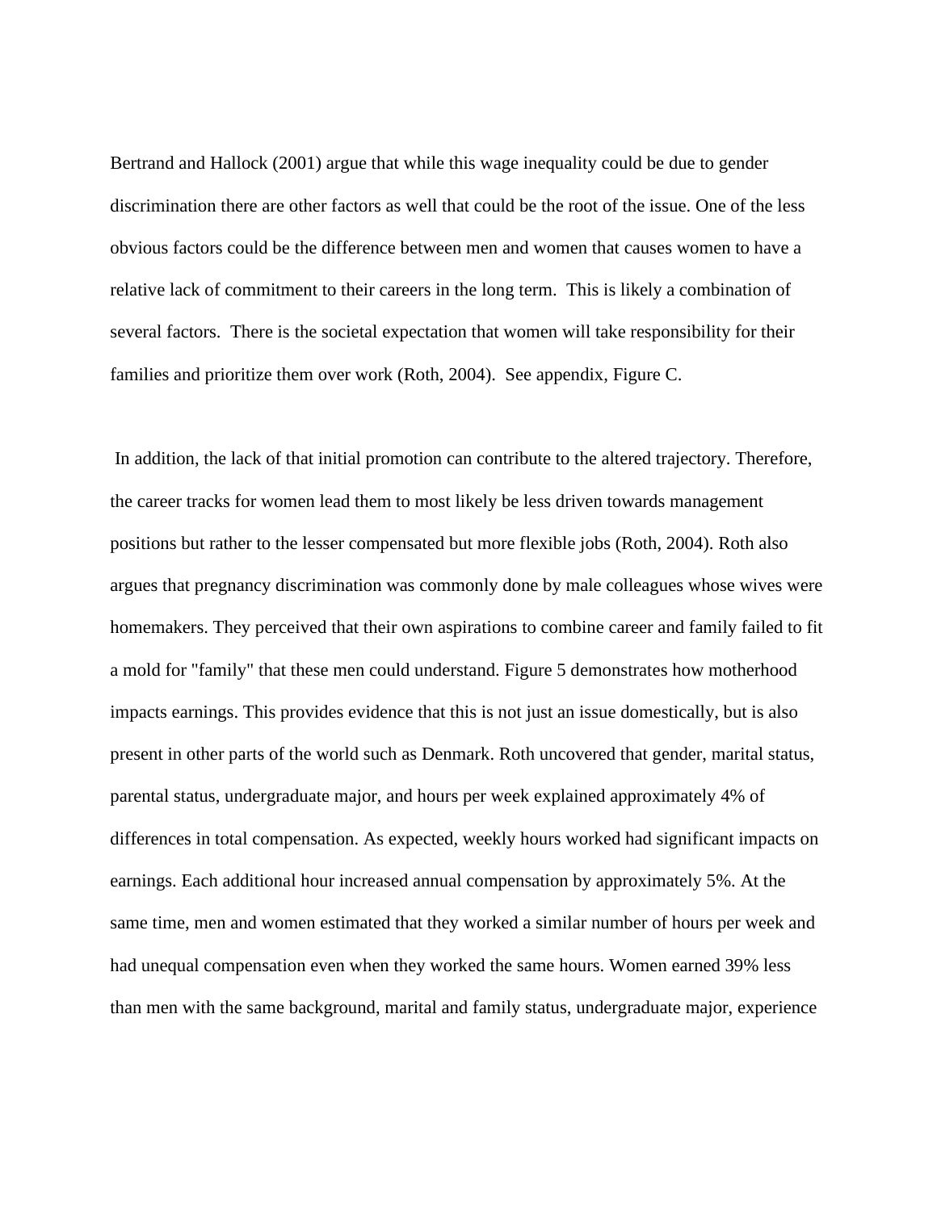Bertrand and Hallock (2001) argue that while this wage inequality could be due to gender discrimination there are other factors as well that could be the root of the issue. One of the less obvious factors could be the difference between men and women that causes women to have a relative lack of commitment to their careers in the long term.  This is likely a combination of several factors.  There is the societal expectation that women will take responsibility for their families and prioritize them over work (Roth, 2004).  See appendix, Figure C.

In addition, the lack of that initial promotion can contribute to the altered trajectory. Therefore, the career tracks for women lead them to most likely be less driven towards management positions but rather to the lesser compensated but more flexible jobs (Roth, 2004). Roth also argues that pregnancy discrimination was commonly done by male colleagues whose wives were homemakers. They perceived that their own aspirations to combine career and family failed to fit a mold for "family" that these men could understand. Figure 5 demonstrates how motherhood impacts earnings. This provides evidence that this is not just an issue domestically, but is also present in other parts of the world such as Denmark. Roth uncovered that gender, marital status, parental status, undergraduate major, and hours per week explained approximately 4% of differences in total compensation. As expected, weekly hours worked had significant impacts on earnings. Each additional hour increased annual compensation by approximately 5%. At the same time, men and women estimated that they worked a similar number of hours per week and had unequal compensation even when they worked the same hours. Women earned 39% less than men with the same background, marital and family status, undergraduate major, experience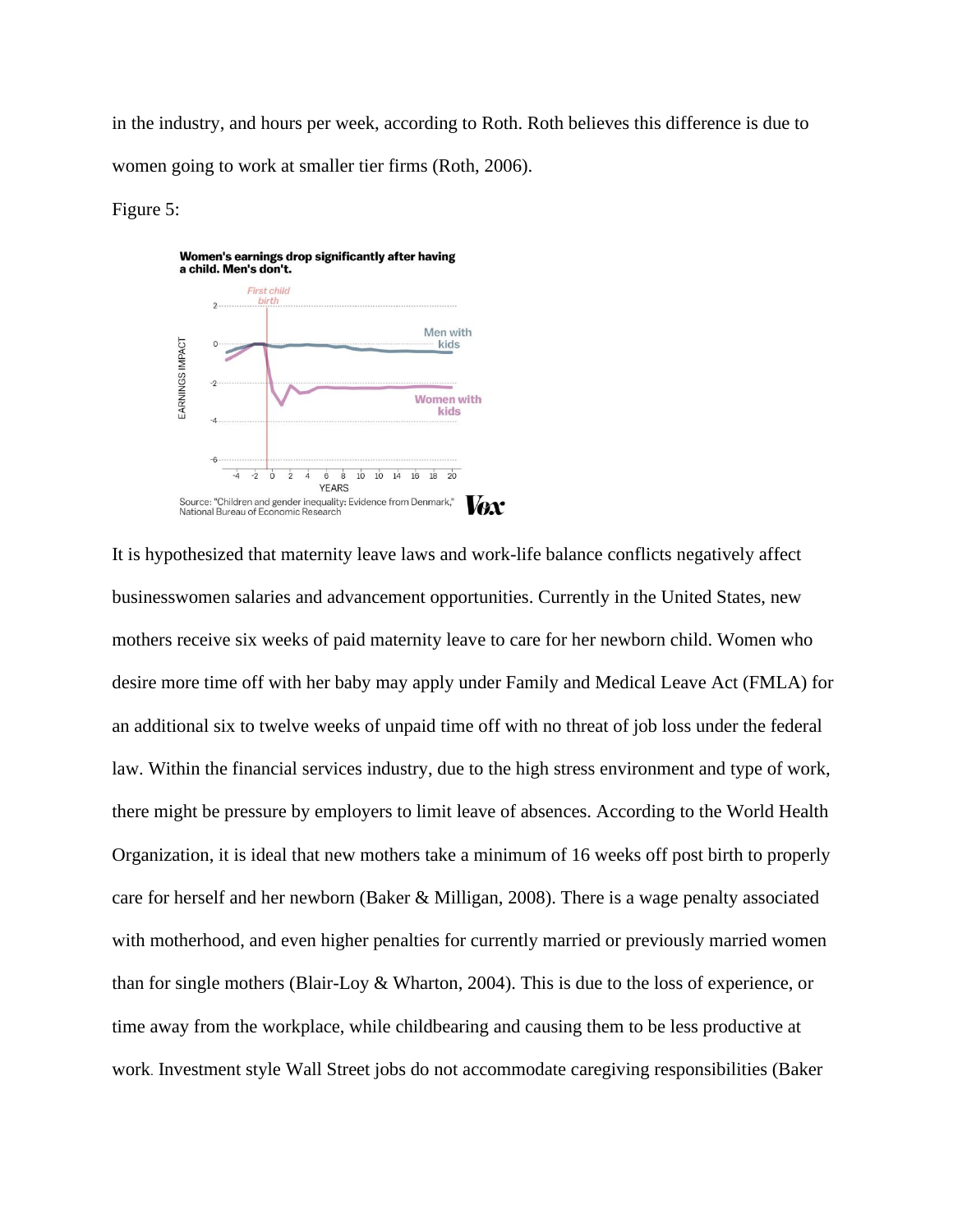in the industry, and hours per week, according to Roth. Roth believes this difference is due to women going to work at smaller tier firms (Roth, 2006).

Figure 5:

**Women's earnings drop significantly after having a child. Men's don't.**

Source: "Children and gender inequality: Evidence from Denmark," National Bureau of Economic Research

It is hypothesized that maternity leave laws and work-life balance conflicts negatively affect businesswomen salaries and advancement opportunities. Currently in the United States, new mothers receive six weeks of paid maternity leave to care for her newborn child. Women who desire more time off with her baby may apply under Family and Medical Leave Act (FMLA) for an additional six to twelve weeks of unpaid time off with no threat of job loss under the federal law. Within the financial services industry, due to the high stress environment and type of work, there might be pressure by employers to limit leave of absences. According to the World Health Organization, it is ideal that new mothers take a minimum of 16 weeks off post birth to properly care for herself and her newborn (Baker & Milligan, 2008). There is a wage penalty associated with motherhood, and even higher penalties for currently married or previously married women than for single mothers (Blair-Loy & Wharton, 2004). This is due to the loss of experience, or time away from the workplace, while childbearing and causing them to be less productive at work. Investment style Wall Street jobs do not accommodate caregiving responsibilities (Baker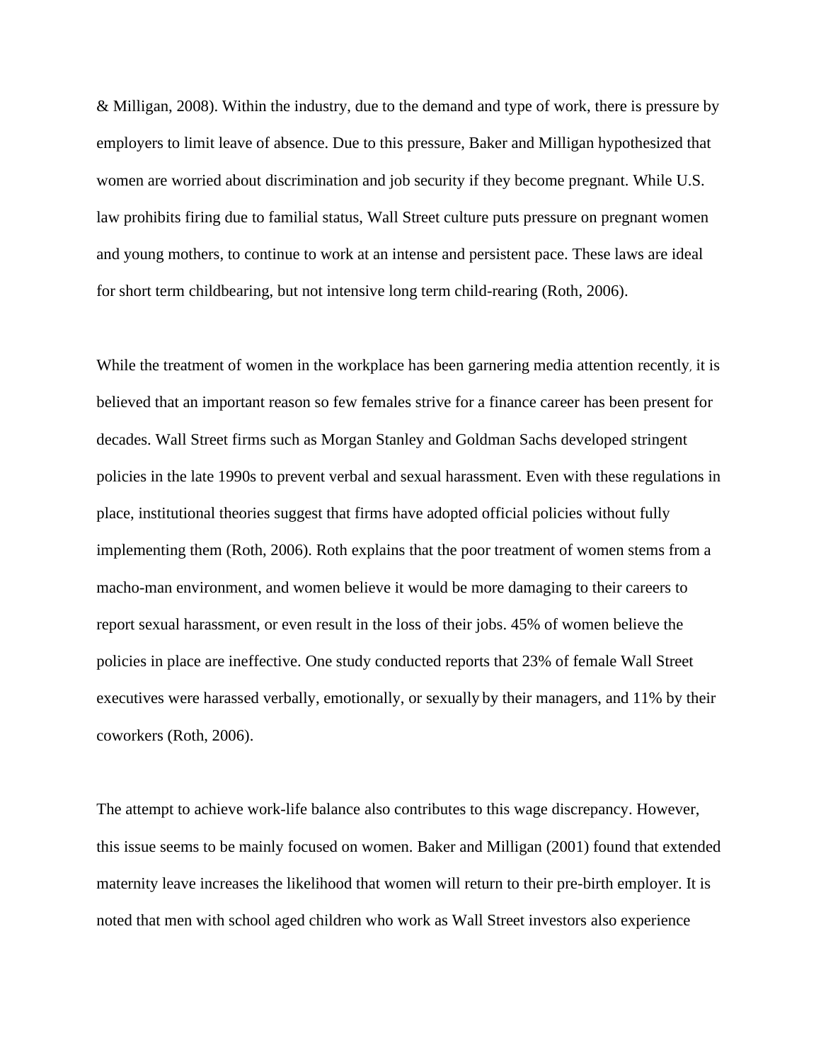& Milligan, 2008). Within the industry, due to the demand and type of work, there is pressure by employers to limit leave of absence. Due to this pressure, Baker and Milligan hypothesized that women are worried about discrimination and job security if they become pregnant. While U.S. law prohibits firing due to familial status, Wall Street culture puts pressure on pregnant women and young mothers, to continue to work at an intense and persistent pace. These laws are ideal for short term childbearing, but not intensive long term child-rearing (Roth, 2006).

While the treatment of women in the workplace has been garnering media attention recently, it is believed that an important reason so few females strive for a finance career has been present for decades. Wall Street firms such as Morgan Stanley and Goldman Sachs developed stringent policies in the late 1990s to prevent verbal and sexual harassment. Even with these regulations in place, institutional theories suggest that firms have adopted official policies without fully implementing them (Roth, 2006). Roth explains that the poor treatment of women stems from a macho-man environment, and women believe it would be more damaging to their careers to report sexual harassment, or even result in the loss of their jobs. 45% of women believe the policies in place are ineffective. One study conducted reports that 23% of female Wall Street executives were harassed verbally, emotionally, or sexually by their managers, and 11% by their coworkers (Roth, 2006).

The attempt to achieve work-life balance also contributes to this wage discrepancy. However, this issue seems to be mainly focused on women. Baker and Milligan (2001) found that extended maternity leave increases the likelihood that women will return to their pre-birth employer. It is noted that men with school aged children who work as Wall Street investors also experience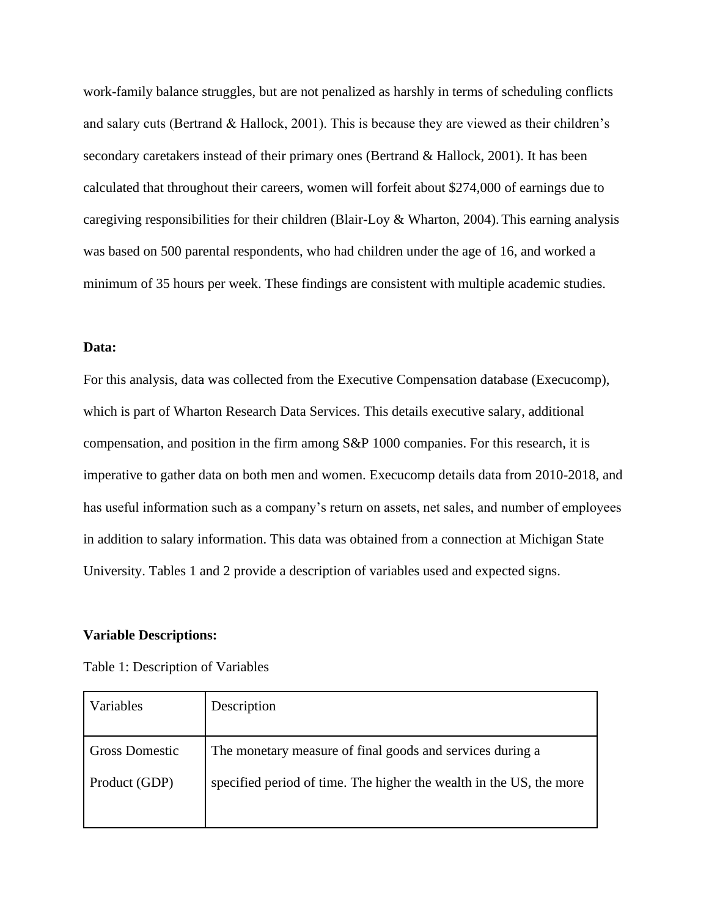work-family balance struggles, but are not penalized as harshly in terms of scheduling conflicts and salary cuts (Bertrand & Hallock, 2001). This is because they are viewed as their children's secondary caretakers instead of their primary ones (Bertrand & Hallock, 2001). It has been calculated that throughout their careers, women will forfeit about $274,000 of earnings due to caregiving responsibilities for their children (Blair-Loy & Wharton, 2004). This earning analysis was based on 500 parental respondents, who had children under the age of 16, and worked a minimum of 35 hours per week. These findings are consistent with multiple academic studies.

**Data:**

For this analysis, data was collected from the Executive Compensation database (Execucomp), which is part of Wharton Research Data Services. This details executive salary, additional compensation, and position in the firm among S&P 1000 companies. For this research, it is imperative to gather data on both men and women. Execucomp details data from 2010-2018, and has useful information such as a company's return on assets, net sales, and number of employees in addition to salary information. This data was obtained from a connection at Michigan State University. Tables 1 and 2 provide a description of variables used and expected signs.

**Variable Descriptions:**

Table 1: Description of Variables

| Variables | Description |
|---|---|
| Gross Domestic Product (GDP) | The monetary measure of final goods and services during a specified period of time. The higher the wealth in the US, the more |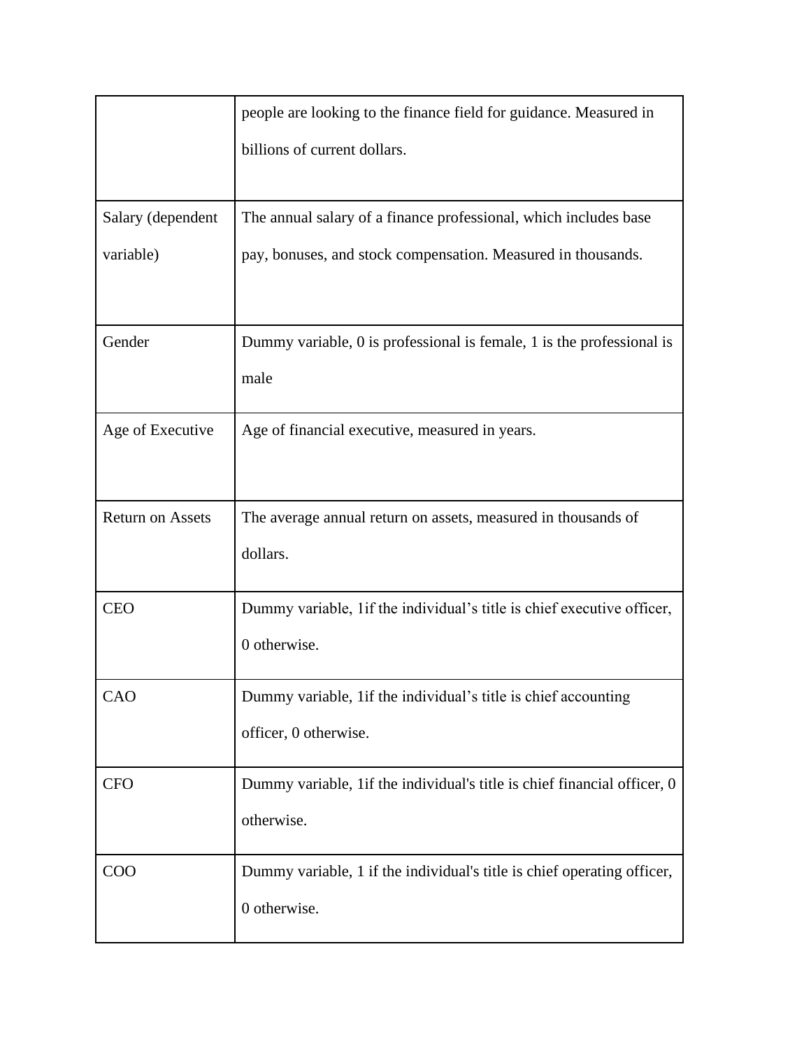| | |
|---|---|
| | people are looking to the finance field for guidance. Measured in billions of current dollars. |
| Salary (dependent variable) | The annual salary of a finance professional, which includes base pay, bonuses, and stock compensation. Measured in thousands. |
| Gender | Dummy variable, 0 is professional is female, 1 is the professional is male |
| Age of Executive | Age of financial executive, measured in years. |
| Return on Assets | The average annual return on assets, measured in thousands of dollars. |
| CEO | Dummy variable, 1if the individual's title is chief executive officer, 0 otherwise. |
| CAO | Dummy variable, 1if the individual's title is chief accounting officer, 0 otherwise. |
| CFO | Dummy variable, 1if the individual's title is chief financial officer, 0 otherwise. |
| COO | Dummy variable, 1 if the individual's title is chief operating officer, 0 otherwise. |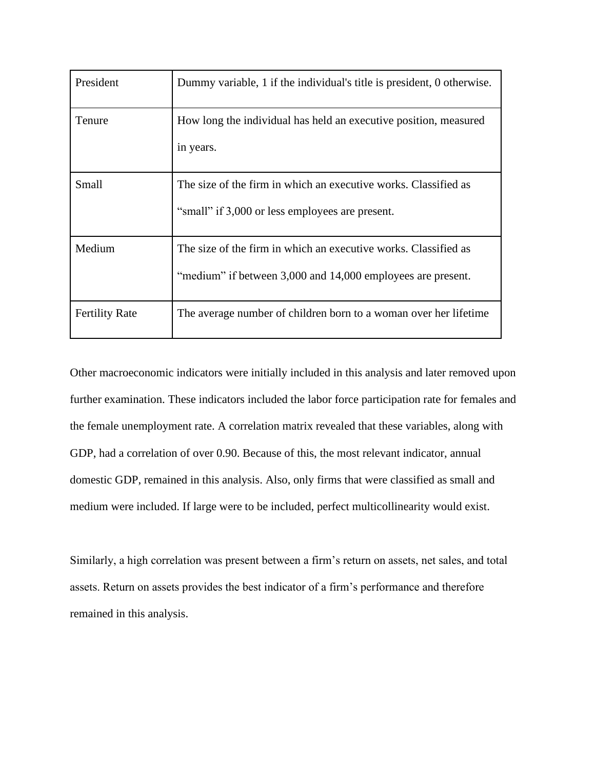| President | Dummy variable, 1 if the individual's title is president, 0 otherwise. |
| --- | --- |
| Tenure | How long the individual has held an executive position, measured in years. |
| Small | The size of the firm in which an executive works. Classified as “small” if 3,000 or less employees are present. |
| Medium | The size of the firm in which an executive works. Classified as “medium” if between 3,000 and 14,000 employees are present. |
| Fertility Rate | The average number of children born to a woman over her lifetime |

Other macroeconomic indicators were initially included in this analysis and later removed upon further examination. These indicators included the labor force participation rate for females and the female unemployment rate. A correlation matrix revealed that these variables, along with GDP, had a correlation of over 0.90. Because of this, the most relevant indicator, annual domestic GDP, remained in this analysis. Also, only firms that were classified as small and medium were included. If large were to be included, perfect multicollinearity would exist.

Similarly, a high correlation was present between a firm’s return on assets, net sales, and total assets. Return on assets provides the best indicator of a firm’s performance and therefore remained in this analysis.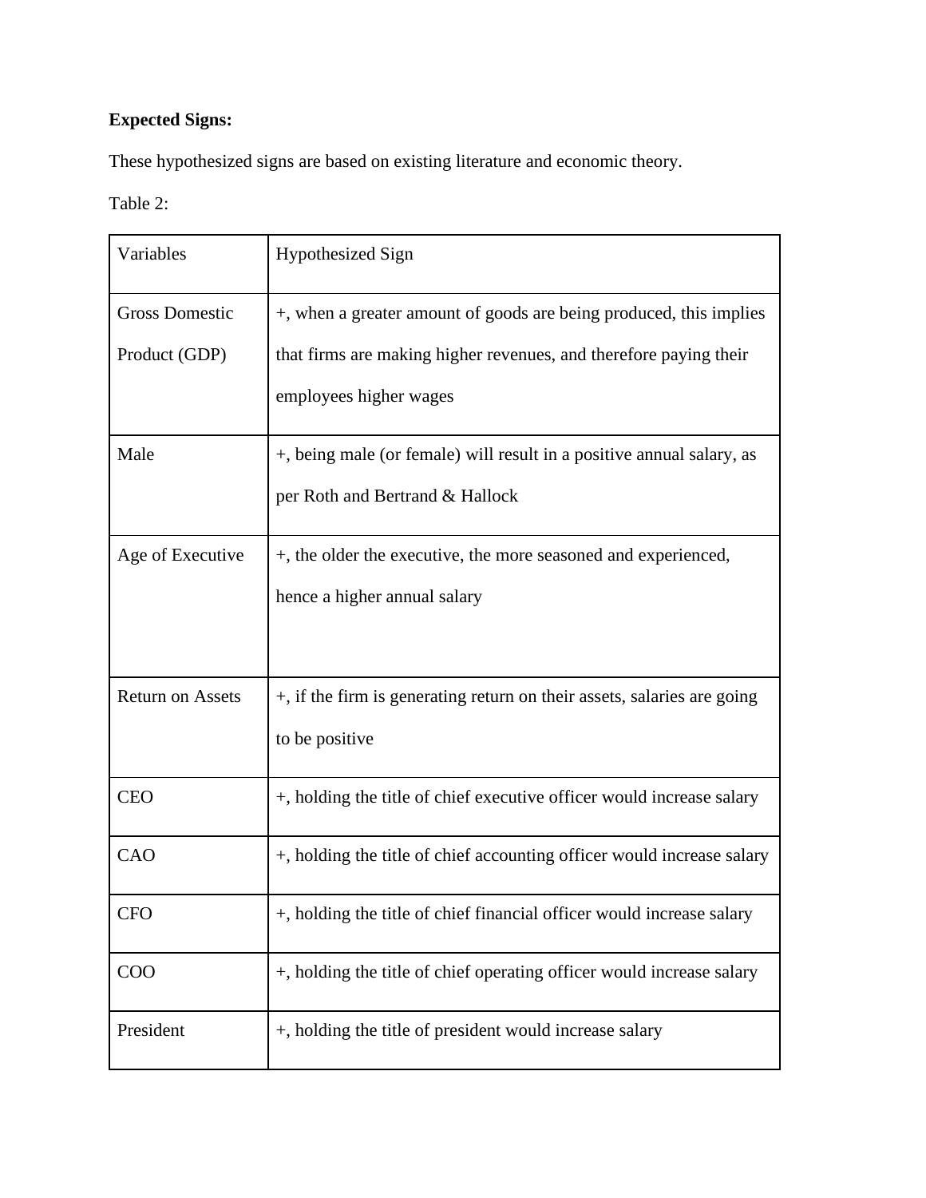**Expected Signs:**

These hypothesized signs are based on existing literature and economic theory.

Table 2:

| Variables | Hypothesized Sign |
| --- | --- |
| Gross Domestic Product (GDP) | +, when a greater amount of goods are being produced, this implies that firms are making higher revenues, and therefore paying their employees higher wages |
| Male | +, being male (or female) will result in a positive annual salary, as per Roth and Bertrand & Hallock |
| Age of Executive | +, the older the executive, the more seasoned and experienced, hence a higher annual salary |
| Return on Assets | +, if the firm is generating return on their assets, salaries are going to be positive |
| CEO | +, holding the title of chief executive officer would increase salary |
| CAO | +, holding the title of chief accounting officer would increase salary |
| CFO | +, holding the title of chief financial officer would increase salary |
| COO | +, holding the title of chief operating officer would increase salary |
| President | +, holding the title of president would increase salary |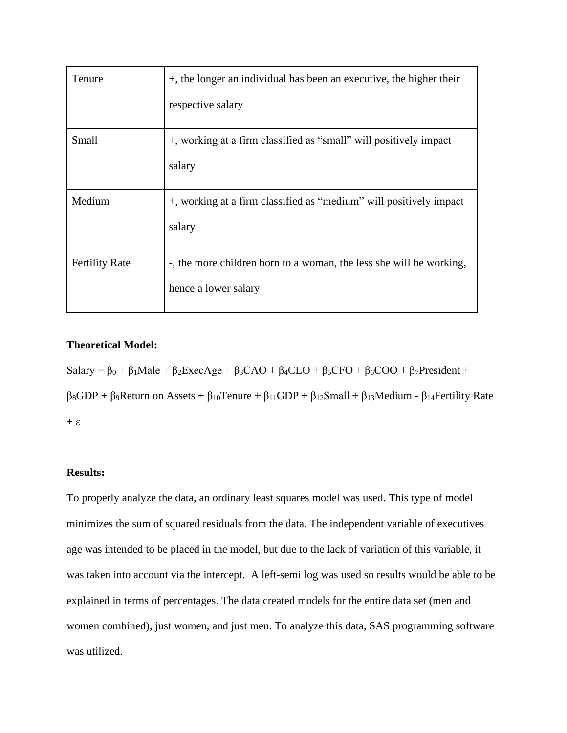| Tenure | +, the longer an individual has been an executive, the higher their respective salary |
|---|---|
| Small | +, working at a firm classified as "small" will positively impact salary |
| Medium | +, working at a firm classified as "medium" will positively impact salary |
| Fertility Rate | -, the more children born to a woman, the less she will be working, hence a lower salary |

**Theoretical Model:**

Salary = $\beta_0$ + $\beta_1$Male + $\beta_2$ExecAge + $\beta_3$CAO + $\beta_4$CEO + $\beta_5$CFO + $\beta_6$COO + $\beta_7$President + $\beta_8$GDP + $\beta_9$Return on Assets + $\beta_{10}$Tenure + $\beta_{11}$GDP + $\beta_{12}$Small + $\beta_{13}$Medium - $\beta_{14}$Fertility Rate + $\varepsilon$

**Results:**

To properly analyze the data, an ordinary least squares model was used. This type of model minimizes the sum of squared residuals from the data. The independent variable of executives age was intended to be placed in the model, but due to the lack of variation of this variable, it was taken into account via the intercept. A left-semi log was used so results would be able to be explained in terms of percentages. The data created models for the entire data set (men and women combined), just women, and just men. To analyze this data, SAS programming software was utilized.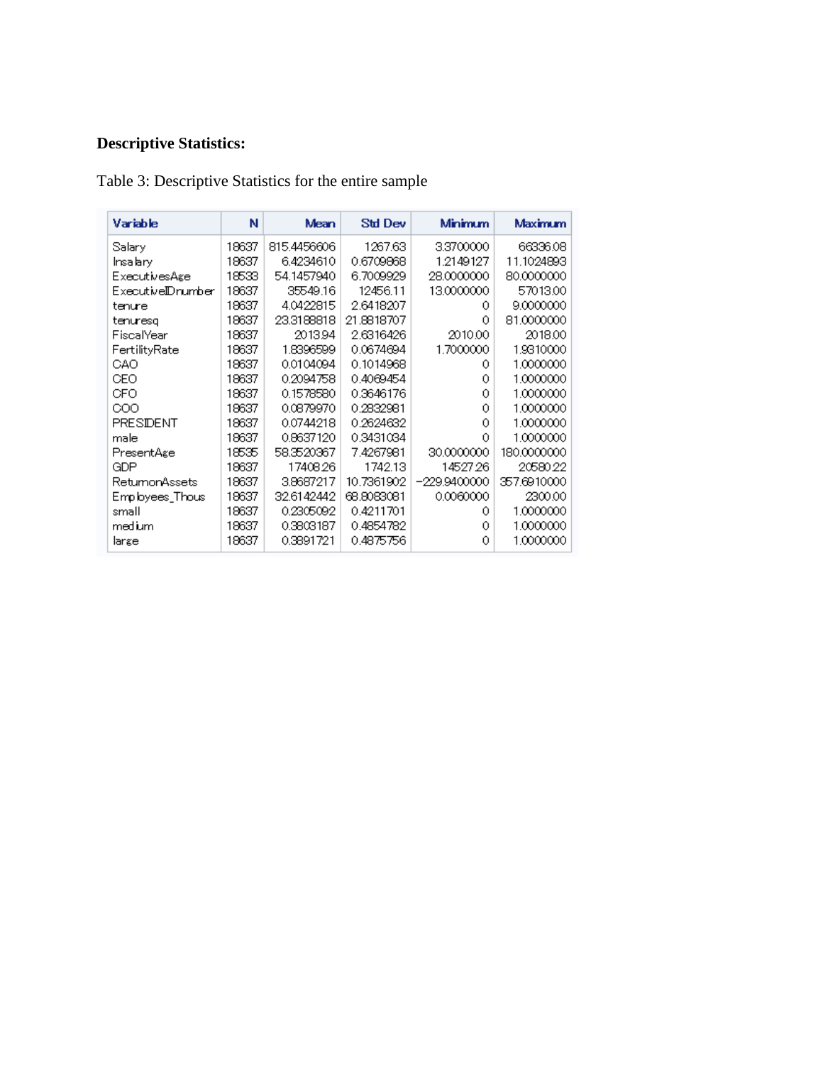**Descriptive Statistics:**

Table 3: Descriptive Statistics for the entire sample

| Variable | N | Mean | Std Dev | Minimum | Maximum |
|---|---|---|---|---|---|
| Salary | 18637 | 815.4456606 | 1267.63 | 3.3700000 | 66336.08 |
| lnsalary | 18637 | 6.4234610 | 0.6709868 | 1.2149127 | 11.1024893 |
| ExecutivesAge | 18533 | 54.1457940 | 6.7009929 | 28.0000000 | 80.0000000 |
| ExecutiveIDnumber | 18637 | 35549.16 | 12456.11 | 13.0000000 | 57013.00 |
| tenure | 18637 | 4.0422815 | 2.6418207 | 0 | 9.0000000 |
| tenuresq | 18637 | 23.3188818 | 21.8818707 | 0 | 81.0000000 |
| FiscalYear | 18637 | 2013.94 | 2.6316426 | 2010.00 | 2018.00 |
| FertilityRate | 18637 | 1.8396599 | 0.0674694 | 1.7000000 | 1.9310000 |
| CAO | 18637 | 0.0104094 | 0.1014968 | 0 | 1.0000000 |
| CEO | 18637 | 0.2094758 | 0.4069454 | 0 | 1.0000000 |
| CFO | 18637 | 0.1578580 | 0.3646176 | 0 | 1.0000000 |
| COO | 18637 | 0.0879970 | 0.2832981 | 0 | 1.0000000 |
| PRESIDENT | 18637 | 0.0744218 | 0.2624632 | 0 | 1.0000000 |
| male | 18637 | 0.8637120 | 0.3431034 | 0 | 1.0000000 |
| PresentAge | 18535 | 58.3520367 | 7.4267981 | 30.0000000 | 180.0000000 |
| GDP | 18637 | 17408.26 | 1742.13 | 14527.26 | 20580.22 |
| ReturnonAssets | 18637 | 3.8687217 | 10.7361902 | -229.9400000 | 357.6910000 |
| Employees_Thous | 18637 | 32.6142442 | 68.8083081 | 0.0060000 | 2300.00 |
| small | 18637 | 0.2305092 | 0.4211701 | 0 | 1.0000000 |
| medium | 18637 | 0.3803187 | 0.4854782 | 0 | 1.0000000 |
| large | 18637 | 0.3891721 | 0.4875756 | 0 | 1.0000000 |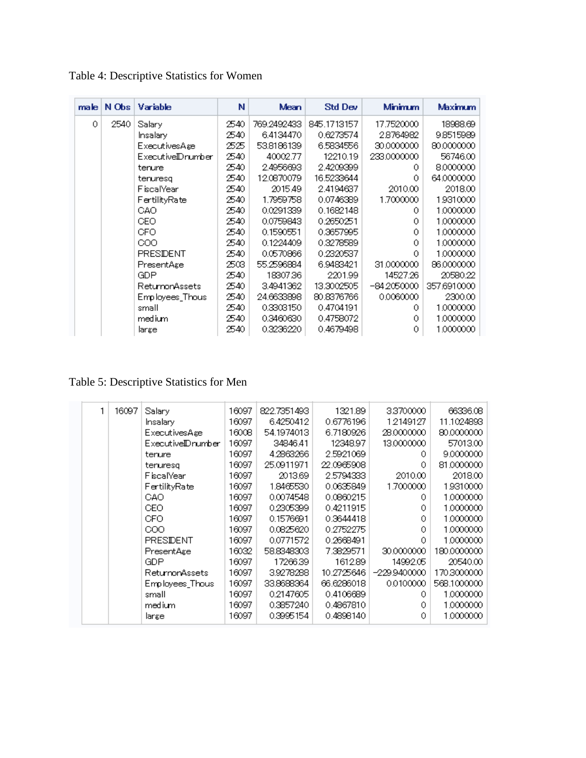Table 4: Descriptive Statistics for Women

| male | N Obs | Variable | N | Mean | Std Dev | Minimum | Maximum |
|---|---|---|---|---|---|---|---|
| 0 | 2540 | Salary | 2540 | 769.2492433 | 845.1713157 | 17.7520000 | 18988.69 |
| | | lnsalary | 2540 | 6.4134470 | 0.6273574 | 2.8764982 | 9.8515989 |
| | | ExecutivesAge | 2525 | 53.8186139 | 6.5834556 | 30.0000000 | 80.0000000 |
| | | ExecutiveIDnumber | 2540 | 40002.77 | 12210.19 | 233.0000000 | 56746.00 |
| | | tenure | 2540 | 2.4956693 | 2.4209399 | 0 | 8.0000000 |
| | | tenuresq | 2540 | 12.0870079 | 16.5233644 | 0 | 64.0000000 |
| | | FiscalYear | 2540 | 2015.49 | 2.4194637 | 2010.00 | 2018.00 |
| | | FertilityRate | 2540 | 1.7959758 | 0.0746389 | 1.7000000 | 1.9310000 |
| | | CAO | 2540 | 0.0291339 | 0.1682148 | 0 | 1.0000000 |
| | | CEO | 2540 | 0.0759843 | 0.2650251 | 0 | 1.0000000 |
| | | CFO | 2540 | 0.1590551 | 0.3657995 | 0 | 1.0000000 |
| | | COO | 2540 | 0.1224409 | 0.3278589 | 0 | 1.0000000 |
| | | PRESIDENT | 2540 | 0.0570866 | 0.2320537 | 0 | 1.0000000 |
| | | PresentAge | 2503 | 55.2596884 | 6.9483421 | 31.0000000 | 86.0000000 |
| | | GDP | 2540 | 18307.36 | 2201.99 | 14527.26 | 20580.22 |
| | | ReturnonAssets | 2540 | 3.4941362 | 13.3002505 | -84.2050000 | 357.6910000 |
| | | Employees_Thous | 2540 | 24.6633898 | 80.8376766 | 0.0060000 | 2300.00 |
| | | small | 2540 | 0.3303150 | 0.4704191 | 0 | 1.0000000 |
| | | medium | 2540 | 0.3460630 | 0.4758072 | 0 | 1.0000000 |
| | | large | 2540 | 0.3236220 | 0.4679498 | 0 | 1.0000000 |

Table 5: Descriptive Statistics for Men

| male | N Obs | Variable | N | Mean | Std Dev | Minimum | Maximum |
|---|---|---|---|---|---|---|---|
| 1 | 16097 | Salary | 16097 | 822.7351493 | 1321.89 | 3.3700000 | 66336.08 |
| | | lnsalary | 16097 | 6.4250412 | 0.6776196 | 1.2149127 | 11.1024893 |
| | | ExecutivesAge | 16008 | 54.1974013 | 6.7180926 | 28.0000000 | 80.0000000 |
| | | ExecutiveIDnumber | 16097 | 34846.41 | 12348.97 | 13.0000000 | 57013.00 |
| | | tenure | 16097 | 4.2863266 | 2.5921069 | 0 | 9.0000000 |
| | | tenuresq | 16097 | 25.0911971 | 22.0965908 | 0 | 81.0000000 |
| | | FiscalYear | 16097 | 2013.69 | 2.5794333 | 2010.00 | 2018.00 |
| | | FertilityRate | 16097 | 1.8465530 | 0.0635849 | 1.7000000 | 1.9310000 |
| | | CAO | 16097 | 0.0074548 | 0.0860215 | 0 | 1.0000000 |
| | | CEO | 16097 | 0.2305399 | 0.4211915 | 0 | 1.0000000 |
| | | CFO | 16097 | 0.1576691 | 0.3644418 | 0 | 1.0000000 |
| | | COO | 16097 | 0.0825620 | 0.2752275 | 0 | 1.0000000 |
| | | PRESIDENT | 16097 | 0.0771572 | 0.2668491 | 0 | 1.0000000 |
| | | PresentAge | 16032 | 58.8348303 | 7.3829571 | 30.0000000 | 180.0000000 |
| | | GDP | 16097 | 17266.39 | 1612.89 | 14992.05 | 20540.00 |
| | | ReturnonAssets | 16097 | 3.9278288 | 10.2725646 | -229.9400000 | 170.3000000 |
| | | Employees_Thous | 16097 | 33.8688364 | 66.6286018 | 0.0100000 | 568.1000000 |
| | | small | 16097 | 0.2147605 | 0.4106689 | 0 | 1.0000000 |
| | | medium | 16097 | 0.3857240 | 0.4867810 | 0 | 1.0000000 |
| | | large | 16097 | 0.3995154 | 0.4898140 | 0 | 1.0000000 |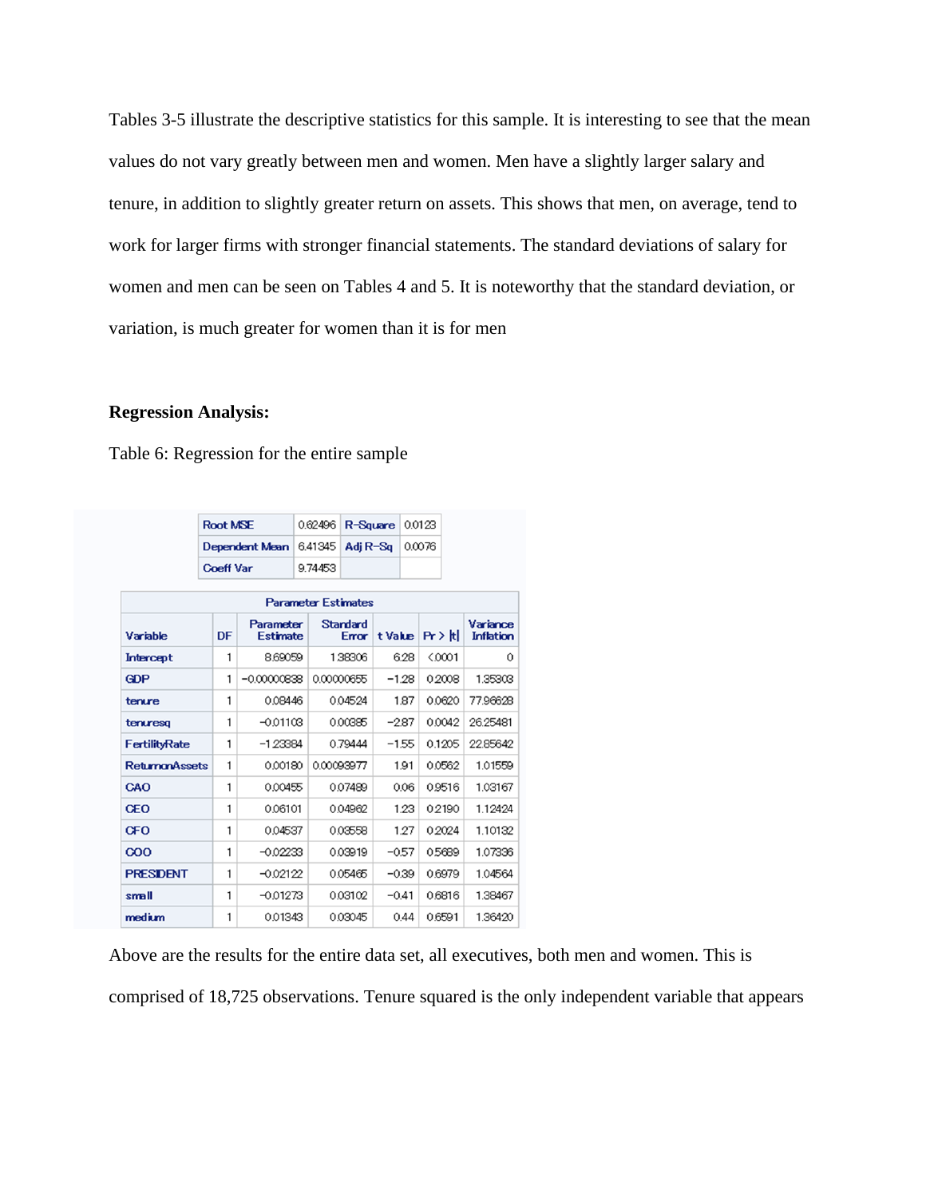Tables 3-5 illustrate the descriptive statistics for this sample. It is interesting to see that the mean values do not vary greatly between men and women. Men have a slightly larger salary and tenure, in addition to slightly greater return on assets. This shows that men, on average, tend to work for larger firms with stronger financial statements. The standard deviations of salary for women and men can be seen on Tables 4 and 5. It is noteworthy that the standard deviation, or variation, is much greater for women than it is for men

**Regression Analysis:**

Table 6: Regression for the entire sample

| Root MSE | 0.62496 | R-Square | 0.0123 |
|---|---|---|---|
| Dependent Mean | 6.41345 | Adj R-Sq | 0.0076 |
| Coeff Var | 9.74453 | | |

| Variable | DF | Parameter Estimate | Standard Error | t Value | Pr > \|t\| | Variance Inflation |
|---|---|---|---|---|---|---|
| Intercept | 1 | 8.69059 | 1.38306 | 6.28 | <.0001 | 0 |
| GDP | 1 | -0.00000838 | 0.00000655 | -1.28 | 0.2008 | 1.35303 |
| tenure | 1 | 0.08446 | 0.04524 | 1.87 | 0.0620 | 77.96628 |
| tenuresq | 1 | -0.01103 | 0.00385 | -2.87 | 0.0042 | 26.25481 |
| FertilityRate | 1 | -1.23384 | 0.79444 | -1.55 | 0.1205 | 22.85642 |
| ReturnonAssets | 1 | 0.00180 | 0.00093977 | 1.91 | 0.0562 | 1.01559 |
| CAO | 1 | 0.00455 | 0.07489 | 0.06 | 0.9516 | 1.03167 |
| CEO | 1 | 0.06101 | 0.04962 | 1.23 | 0.2190 | 1.12424 |
| CFO | 1 | 0.04537 | 0.03558 | 1.27 | 0.2024 | 1.10132 |
| COO | 1 | -0.02233 | 0.03919 | -0.57 | 0.5689 | 1.07336 |
| PRESIDENT | 1 | -0.02122 | 0.05465 | -0.39 | 0.6979 | 1.04564 |
| small | 1 | -0.01273 | 0.03102 | -0.41 | 0.6816 | 1.38467 |
| medium | 1 | 0.01343 | 0.03045 | 0.44 | 0.6591 | 1.36420 |

Above are the results for the entire data set, all executives, both men and women. This is comprised of 18,725 observations. Tenure squared is the only independent variable that appears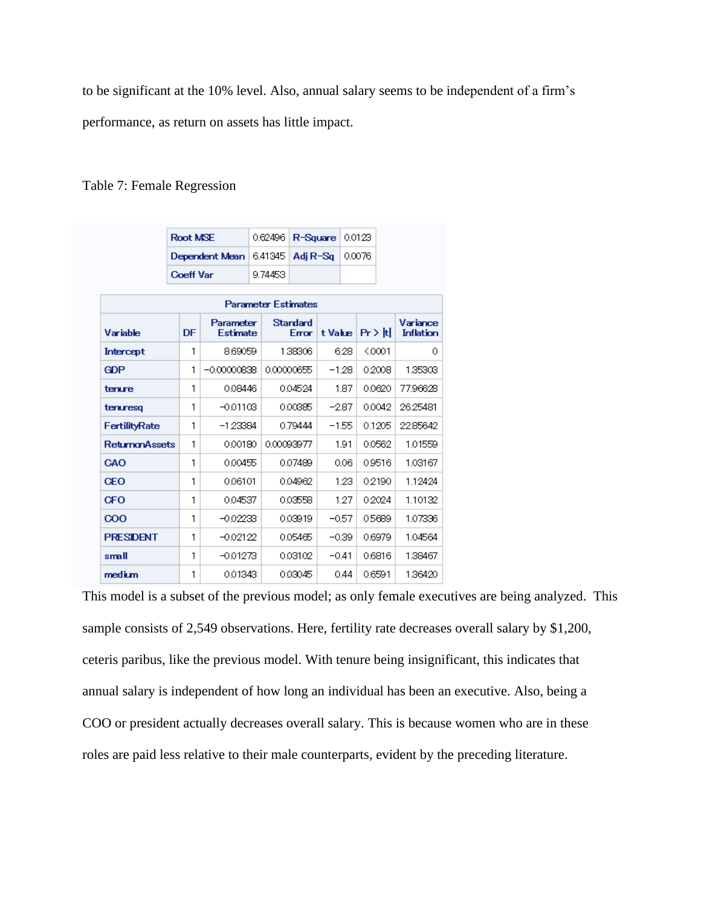to be significant at the 10% level. Also, annual salary seems to be independent of a firm's performance, as return on assets has little impact.

Table 7: Female Regression

| Root MSE | 0.62496 | R-Square | 0.0123 |
|---|---|---|---|
| Dependent Mean | 6.41345 | Adj R-Sq | 0.0076 |
| Coeff Var | 9.74453 | | |

| Parameter Estimates | | | | | | |
|---|---|---|---|---|---|---|
| Variable | DF | Parameter Estimate | Standard Error | t Value | Pr > \|t\| | Variance Inflation |
| Intercept | 1 | 8.69059 | 1.38306 | 6.28 | <.0001 | 0 |
| GDP | 1 | -0.00000838 | 0.00000655 | -1.28 | 0.2008 | 1.35303 |
| tenure | 1 | 0.08446 | 0.04524 | 1.87 | 0.0620 | 77.96628 |
| tenuresq | 1 | -0.01103 | 0.00385 | -2.87 | 0.0042 | 26.25481 |
| FertilityRate | 1 | -1.23384 | 0.79444 | -1.55 | 0.1205 | 22.85642 |
| ReturnonAssets | 1 | 0.00180 | 0.00093977 | 1.91 | 0.0562 | 1.01559 |
| CAO | 1 | 0.00455 | 0.07489 | 0.06 | 0.9516 | 1.03167 |
| CEO | 1 | 0.06101 | 0.04962 | 1.23 | 0.2190 | 1.12424 |
| CFO | 1 | 0.04537 | 0.03558 | 1.27 | 0.2024 | 1.10132 |
| COO | 1 | -0.02233 | 0.03919 | -0.57 | 0.5689 | 1.07336 |
| PRESIDENT | 1 | -0.02122 | 0.05465 | -0.39 | 0.6979 | 1.04564 |
| small | 1 | -0.01273 | 0.03102 | -0.41 | 0.6816 | 1.38467 |
| medium | 1 | 0.01343 | 0.03045 | 0.44 | 0.6591 | 1.36420 |

This model is a subset of the previous model; as only female executives are being analyzed. This sample consists of 2,549 observations. Here, fertility rate decreases overall salary by $1,200, ceteris paribus, like the previous model. With tenure being insignificant, this indicates that annual salary is independent of how long an individual has been an executive. Also, being a COO or president actually decreases overall salary. This is because women who are in these roles are paid less relative to their male counterparts, evident by the preceding literature.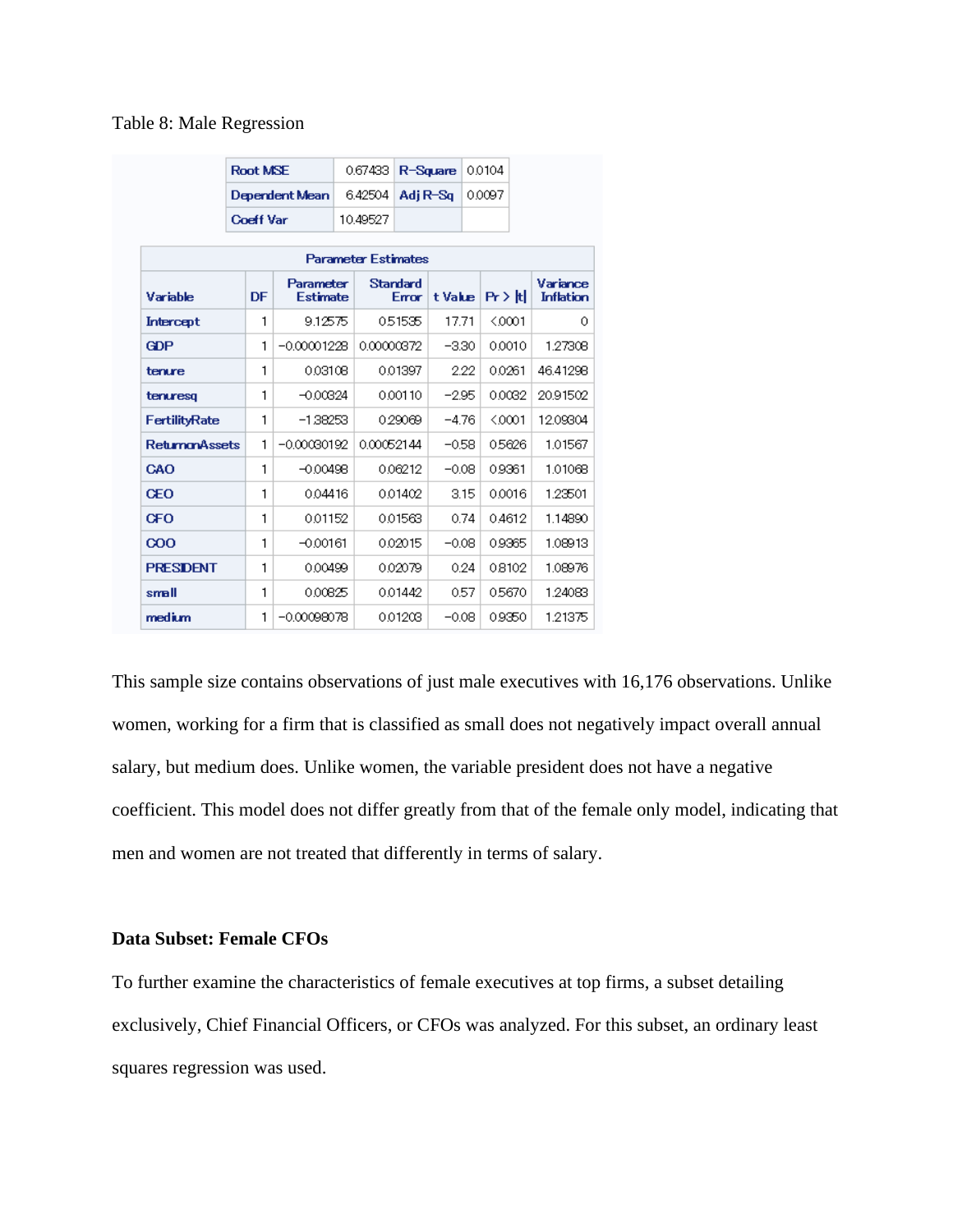Table 8: Male Regression

| | | | |
|---|---|---|---|
| Root MSE | 0.67433 | R-Square | 0.0104 |
| Dependent Mean | 6.42504 | Adj R-Sq | 0.0097 |
| Coeff Var | 10.49527 | | |

| Parameter Estimates | | | | | | |
|---|---|---|---|---|---|---|
| Variable | DF | Parameter Estimate | Standard Error | t Value | Pr > \|t\| | Variance Inflation |
| Intercept | 1 | 9.12575 | 0.51535 | 17.71 | <.0001 | 0 |
| GDP | 1 | -0.00001228 | 0.00000372 | -3.30 | 0.0010 | 1.27308 |
| tenure | 1 | 0.03108 | 0.01397 | 2.22 | 0.0261 | 46.41298 |
| tenuresq | 1 | -0.00324 | 0.00110 | -2.95 | 0.0032 | 20.91502 |
| FertilityRate | 1 | -1.38253 | 0.29069 | -4.76 | <.0001 | 12.09304 |
| ReturnonAssets | 1 | -0.00030192 | 0.00052144 | -0.58 | 0.5626 | 1.01567 |
| CAO | 1 | -0.00498 | 0.06212 | -0.08 | 0.9361 | 1.01068 |
| CEO | 1 | 0.04416 | 0.01402 | 3.15 | 0.0016 | 1.23501 |
| CFO | 1 | 0.01152 | 0.01563 | 0.74 | 0.4612 | 1.14890 |
| COO | 1 | -0.00161 | 0.02015 | -0.08 | 0.9365 | 1.08913 |
| PRESIDENT | 1 | 0.00499 | 0.02079 | 0.24 | 0.8102 | 1.08976 |
| small | 1 | 0.00825 | 0.01442 | 0.57 | 0.5670 | 1.24083 |
| medium | 1 | -0.00098078 | 0.01203 | -0.08 | 0.9350 | 1.21375 |

This sample size contains observations of just male executives with 16,176 observations. Unlike women, working for a firm that is classified as small does not negatively impact overall annual salary, but medium does. Unlike women, the variable president does not have a negative coefficient. This model does not differ greatly from that of the female only model, indicating that men and women are not treated that differently in terms of salary.

**Data Subset: Female CFOs**

To further examine the characteristics of female executives at top firms, a subset detailing exclusively, Chief Financial Officers, or CFOs was analyzed. For this subset, an ordinary least squares regression was used.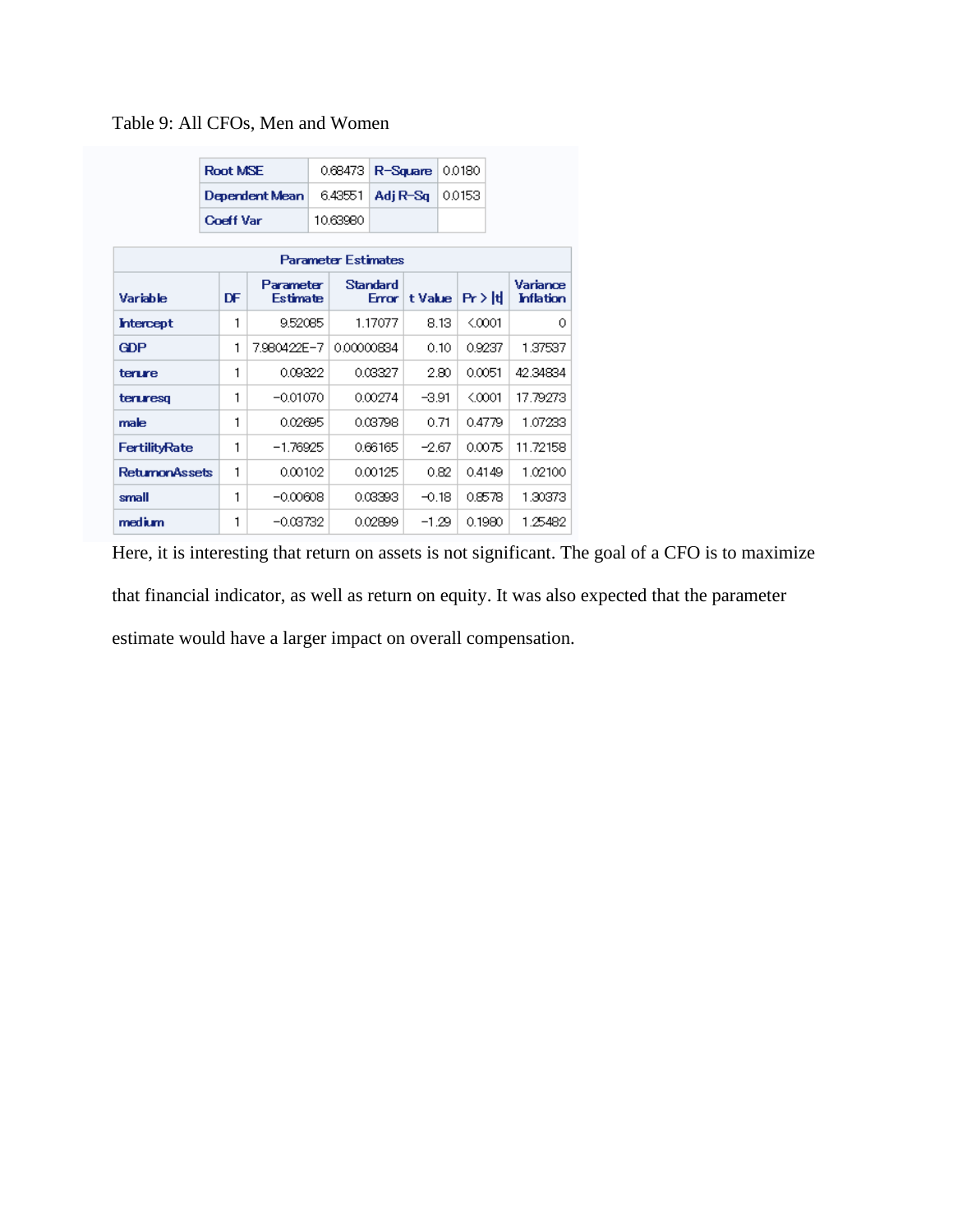Table 9: All CFOs, Men and Women

| Root MSE | 0.68473 | R-Square | 0.0180 |
|---|---|---|---|
| Dependent Mean | 6.43551 | Adj R-Sq | 0.0153 |
| Coeff Var | 10.63980 | | |

| Parameter Estimates | | | | | | |
|---|---|---|---|---|---|---|
| Variable | DF | Parameter Estimate | Standard Error | t Value | Pr > \|t\| | Variance Inflation |
| Intercept | 1 | 9.52085 | 1.17077 | 8.13 | <.0001 | 0 |
| GDP | 1 | 7.980422E-7 | 0.00000834 | 0.10 | 0.9237 | 1.37537 |
| tenure | 1 | 0.09322 | 0.03327 | 2.80 | 0.0051 | 42.34834 |
| tenuresq | 1 | -0.01070 | 0.00274 | -3.91 | <.0001 | 17.79273 |
| male | 1 | 0.02695 | 0.03798 | 0.71 | 0.4779 | 1.07233 |
| FertilityRate | 1 | -1.76925 | 0.66165 | -2.67 | 0.0075 | 11.72158 |
| ReturnonAssets | 1 | 0.00102 | 0.00125 | 0.82 | 0.4149 | 1.02100 |
| small | 1 | -0.00608 | 0.03393 | -0.18 | 0.8578 | 1.30373 |
| medium | 1 | -0.03732 | 0.02899 | -1.29 | 0.1980 | 1.25482 |

Here, it is interesting that return on assets is not significant. The goal of a CFO is to maximize that financial indicator, as well as return on equity. It was also expected that the parameter estimate would have a larger impact on overall compensation.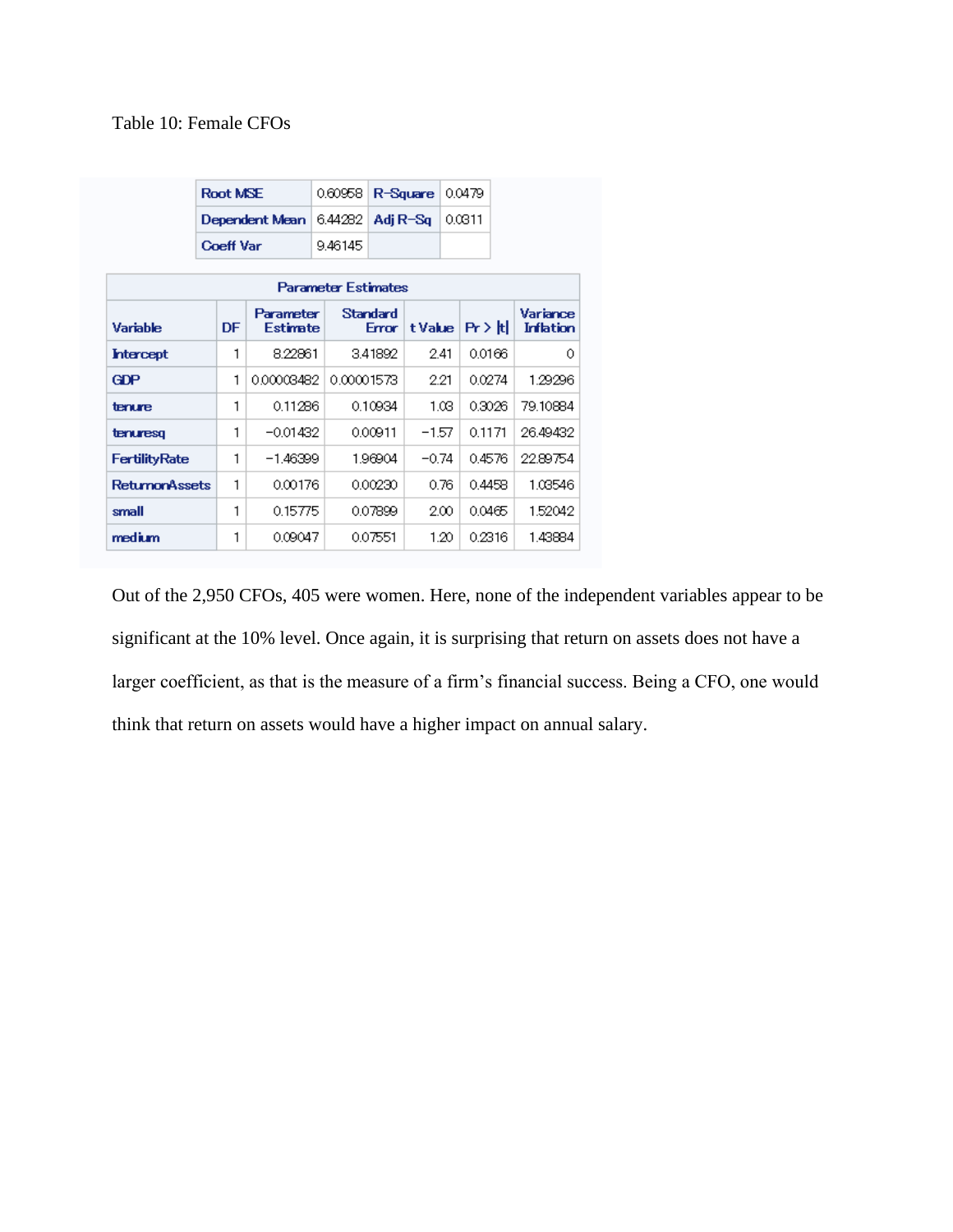Table 10: Female CFOs

| Root MSE | 0.60958 | R-Square | 0.0479 |
|---|---|---|---|
| Dependent Mean | 6.44282 | Adj R-Sq | 0.0311 |
| Coeff Var | 9.46145 | | |

| Parameter Estimates | | | | | | |
|---|---|---|---|---|---|---|
| Variable | DF | Parameter Estimate | Standard Error | t Value | Pr > \|t\| | Variance Inflation |
| Intercept | 1 | 8.22861 | 3.41892 | 2.41 | 0.0166 | 0 |
| GDP | 1 | 0.00003482 | 0.00001573 | 2.21 | 0.0274 | 1.29296 |
| tenure | 1 | 0.11286 | 0.10934 | 1.03 | 0.3026 | 79.10884 |
| tenuresq | 1 | −0.01432 | 0.00911 | −1.57 | 0.1171 | 26.49432 |
| FertilityRate | 1 | −1.46399 | 1.96904 | −0.74 | 0.4576 | 22.89754 |
| ReturnonAssets | 1 | 0.00176 | 0.00230 | 0.76 | 0.4458 | 1.03546 |
| small | 1 | 0.15775 | 0.07899 | 2.00 | 0.0465 | 1.52042 |
| medium | 1 | 0.09047 | 0.07551 | 1.20 | 0.2316 | 1.43884 |

Out of the 2,950 CFOs, 405 were women. Here, none of the independent variables appear to be significant at the 10% level. Once again, it is surprising that return on assets does not have a larger coefficient, as that is the measure of a firm's financial success. Being a CFO, one would think that return on assets would have a higher impact on annual salary.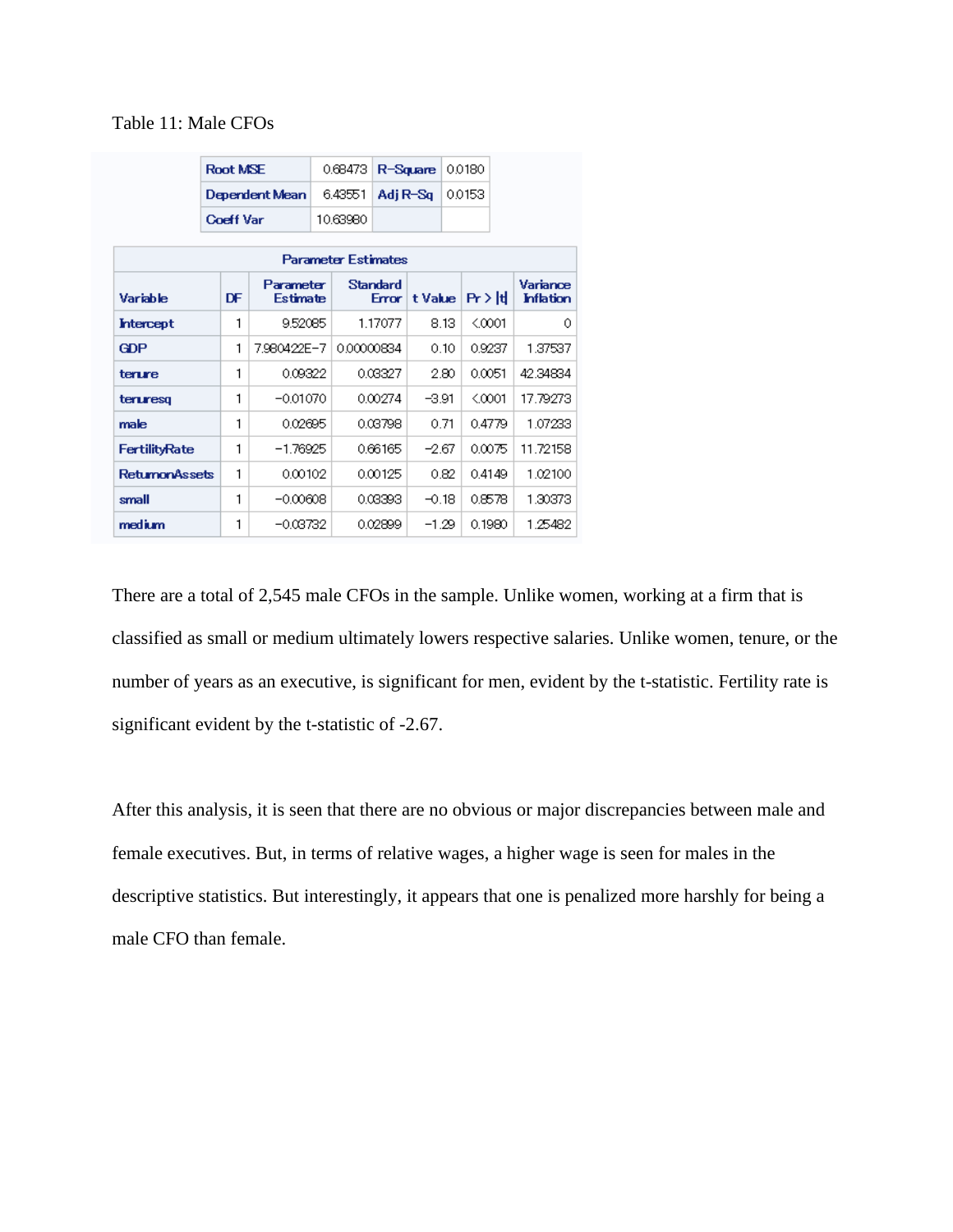Table 11: Male CFOs

| Root MSE | 0.68473 | R-Square | 0.0180 |
|---|---|---|---|
| Dependent Mean | 6.43551 | Adj R-Sq | 0.0153 |
| Coeff Var | 10.63980 | | |

| Parameter Estimates | | | | | | |
|---|---|---|---|---|---|---|
| Variable | DF | Parameter Estimate | Standard Error | t Value | Pr > \|t\| | Variance Inflation |
| Intercept | 1 | 9.52085 | 1.17077 | 8.13 | <.0001 | 0 |
| GDP | 1 | 7.980422E-7 | 0.00000834 | 0.10 | 0.9237 | 1.37537 |
| tenure | 1 | 0.09322 | 0.03327 | 2.80 | 0.0051 | 42.34834 |
| tenuresq | 1 | −0.01070 | 0.00274 | −3.91 | <.0001 | 17.79273 |
| male | 1 | 0.02695 | 0.03798 | 0.71 | 0.4779 | 1.07233 |
| FertilityRate | 1 | −1.76925 | 0.66165 | −2.67 | 0.0075 | 11.72158 |
| ReturnonAssets | 1 | 0.00102 | 0.00125 | 0.82 | 0.4149 | 1.02100 |
| small | 1 | −0.00608 | 0.03393 | −0.18 | 0.8578 | 1.30373 |
| medium | 1 | −0.03732 | 0.02899 | −1.29 | 0.1980 | 1.25482 |

There are a total of 2,545 male CFOs in the sample. Unlike women, working at a firm that is classified as small or medium ultimately lowers respective salaries. Unlike women, tenure, or the number of years as an executive, is significant for men, evident by the t-statistic. Fertility rate is significant evident by the t-statistic of -2.67.

After this analysis, it is seen that there are no obvious or major discrepancies between male and female executives. But, in terms of relative wages, a higher wage is seen for males in the descriptive statistics. But interestingly, it appears that one is penalized more harshly for being a male CFO than female.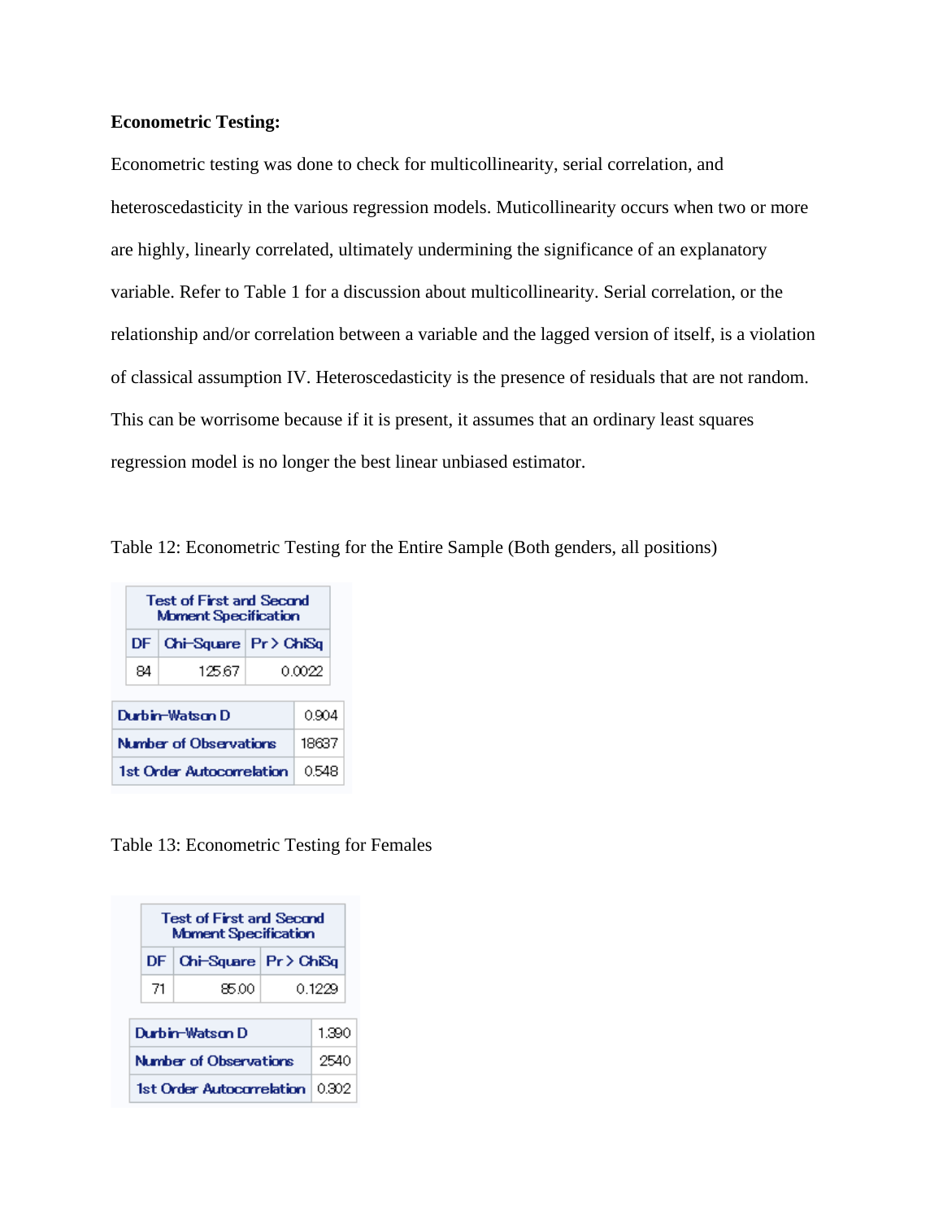**Econometric Testing:**

Econometric testing was done to check for multicollinearity, serial correlation, and heteroscedasticity in the various regression models. Muticollinearity occurs when two or more are highly, linearly correlated, ultimately undermining the significance of an explanatory variable. Refer to Table 1 for a discussion about multicollinearity. Serial correlation, or the relationship and/or correlation between a variable and the lagged version of itself, is a violation of classical assumption IV. Heteroscedasticity is the presence of residuals that are not random. This can be worrisome because if it is present, it assumes that an ordinary least squares regression model is no longer the best linear unbiased estimator.

Table 12: Econometric Testing for the Entire Sample (Both genders, all positions)

| Test of First and Second Moment Specification | | |
|---|---|---|
| DF | Chi-Square | Pr > ChiSq |
| 84 | 125.67 | 0.0022 |

| | |
|---|---|
| Durbin-Watson D | 0.904 |
| Number of Observations | 18637 |
| 1st Order Autocorrelation | 0.548 |

Table 13: Econometric Testing for Females

| Test of First and Second Moment Specification | | |
|---|---|---|
| DF | Chi-Square | Pr > ChiSq |
| 71 | 85.00 | 0.1229 |

| | |
|---|---|
| Durbin-Watson D | 1.390 |
| Number of Observations | 2540 |
| 1st Order Autocorrelation | 0.302 |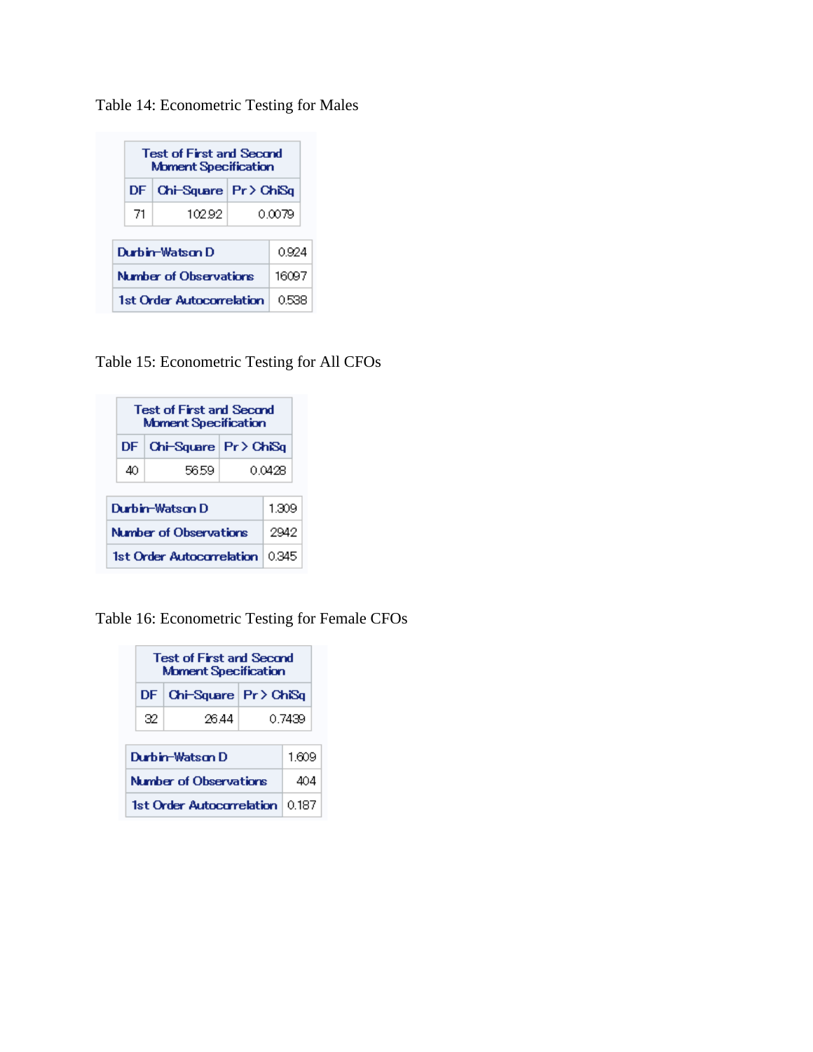Table 14: Econometric Testing for Males

| Test of First and Second Moment Specification | | |
|---|---|---|
| DF | Chi-Square | Pr > ChiSq |
| 71 | 102.92 | 0.0079 |

| | |
|---|---|
| Durbin-Watson D | 0.924 |
| Number of Observations | 16097 |
| 1st Order Autocorrelation | 0.538 |

Table 15: Econometric Testing for All CFOs

| Test of First and Second Moment Specification | | |
|---|---|---|
| DF | Chi-Square | Pr > ChiSq |
| 40 | 56.59 | 0.0428 |

| | |
|---|---|
| Durbin-Watson D | 1.309 |
| Number of Observations | 2942 |
| 1st Order Autocorrelation | 0.345 |

Table 16: Econometric Testing for Female CFOs

| Test of First and Second Moment Specification | | |
|---|---|---|
| DF | Chi-Square | Pr > ChiSq |
| 32 | 26.44 | 0.7439 |

| | |
|---|---|
| Durbin-Watson D | 1.609 |
| Number of Observations | 404 |
| 1st Order Autocorrelation | 0.187 |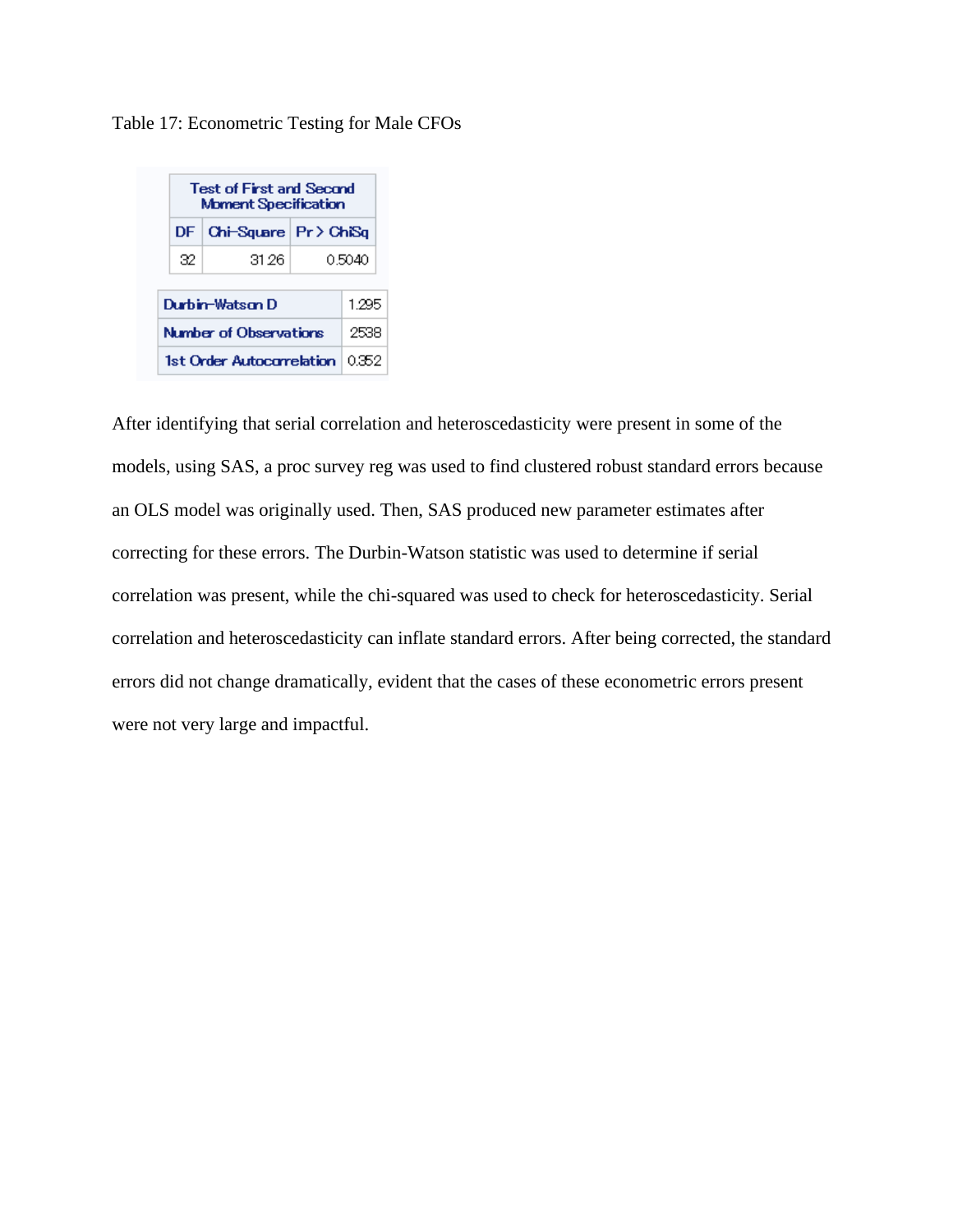Table 17: Econometric Testing for Male CFOs

| Test of First and Second Moment Specification | | |
|---|---|---|
| DF | Chi-Square | Pr > ChiSq |
| 32 | 31.26 | 0.5040 |

| | |
|---|---|
| Durbin-Watson D | 1.295 |
| Number of Observations | 2538 |
| 1st Order Autocorrelation | 0.352 |

After identifying that serial correlation and heteroscedasticity were present in some of the models, using SAS, a proc survey reg was used to find clustered robust standard errors because an OLS model was originally used. Then, SAS produced new parameter estimates after correcting for these errors. The Durbin-Watson statistic was used to determine if serial correlation was present, while the chi-squared was used to check for heteroscedasticity. Serial correlation and heteroscedasticity can inflate standard errors. After being corrected, the standard errors did not change dramatically, evident that the cases of these econometric errors present were not very large and impactful.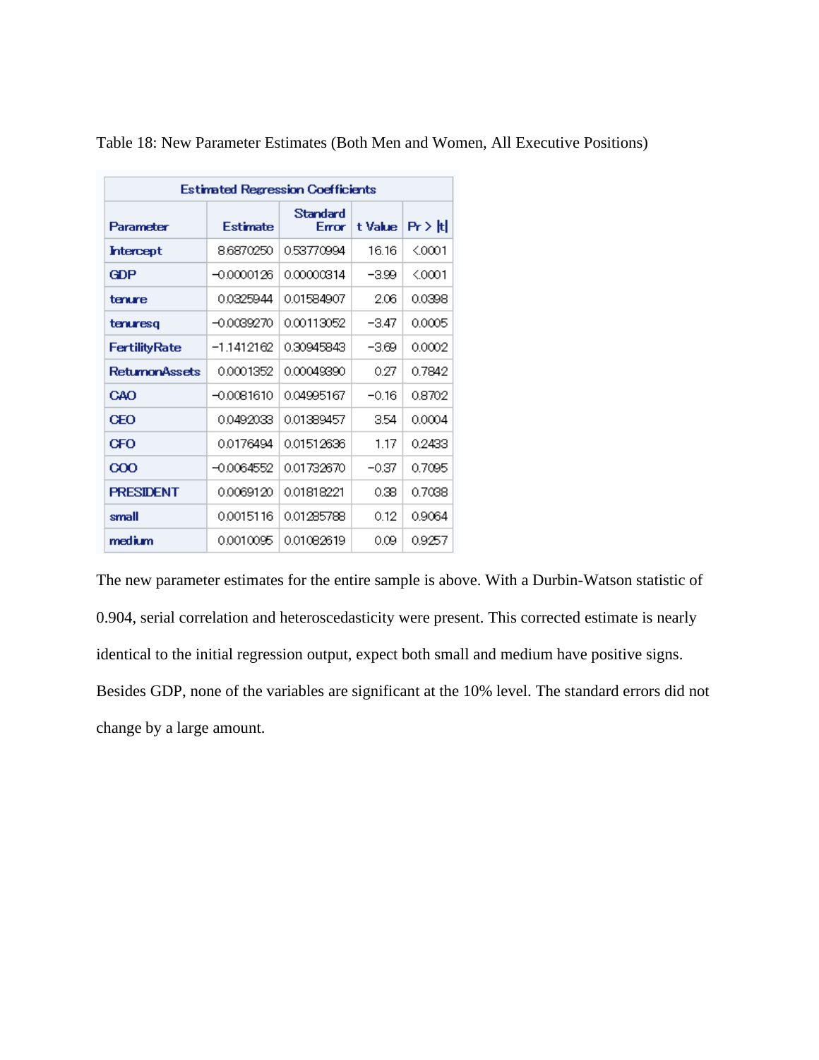Table 18: New Parameter Estimates (Both Men and Women, All Executive Positions)

| Estimated Regression Coefficients | | | | |
|---|---|---|---|---|
| Parameter | Estimate | Standard Error | t Value | Pr > \|t\| |
| Intercept | 8.6870250 | 0.53770994 | 16.16 | <.0001 |
| GDP | −0.0000126 | 0.00000314 | −3.99 | <.0001 |
| tenure | 0.0325944 | 0.01584907 | 2.06 | 0.0398 |
| tenuresq | −0.0039270 | 0.00113052 | −3.47 | 0.0005 |
| FertilityRate | −1.1412162 | 0.30945843 | −3.69 | 0.0002 |
| ReturnonAssets | 0.0001352 | 0.00049390 | 0.27 | 0.7842 |
| CAO | −0.0081610 | 0.04995167 | −0.16 | 0.8702 |
| CEO | 0.0492033 | 0.01389457 | 3.54 | 0.0004 |
| CFO | 0.0176494 | 0.01512636 | 1.17 | 0.2433 |
| COO | −0.0064552 | 0.01732670 | −0.37 | 0.7095 |
| PRESIDENT | 0.0069120 | 0.01818221 | 0.38 | 0.7038 |
| small | 0.0015116 | 0.01285788 | 0.12 | 0.9064 |
| medium | 0.0010095 | 0.01082619 | 0.09 | 0.9257 |

The new parameter estimates for the entire sample is above. With a Durbin-Watson statistic of 0.904, serial correlation and heteroscedasticity were present. This corrected estimate is nearly identical to the initial regression output, expect both small and medium have positive signs. Besides GDP, none of the variables are significant at the 10% level. The standard errors did not change by a large amount.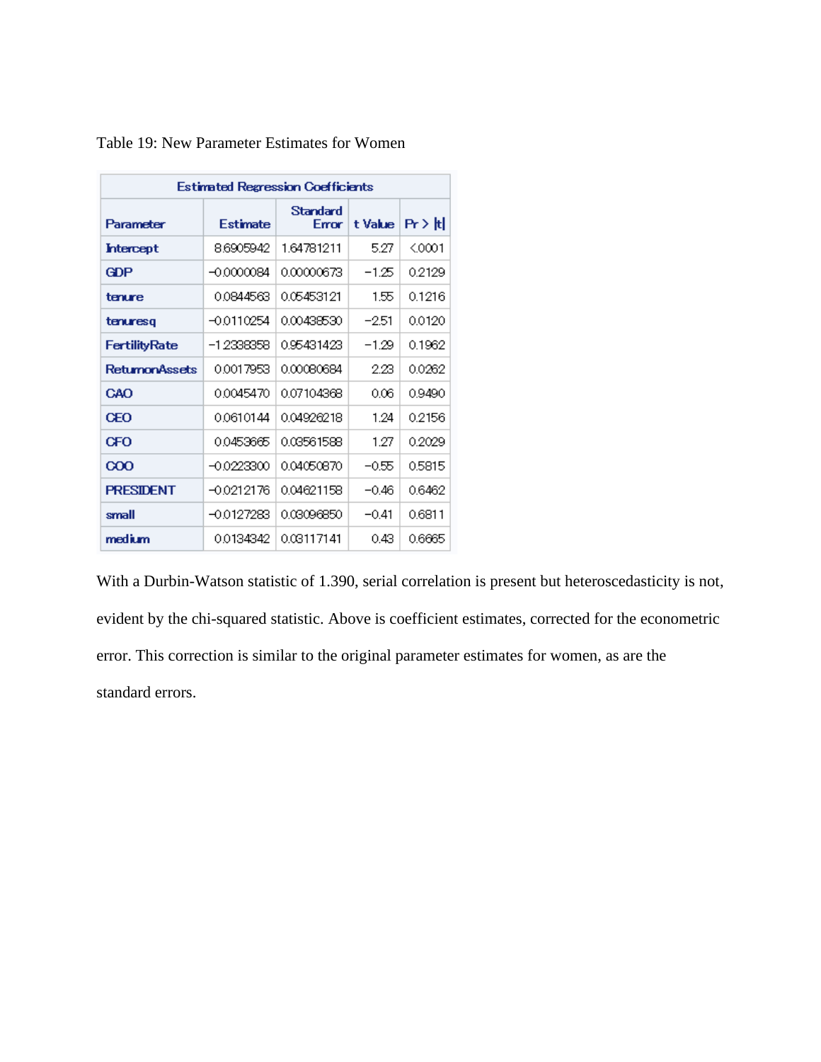Table 19: New Parameter Estimates for Women

| Estimated Regression Coefficients | | | | |
|---|---|---|---|---|
| Parameter | Estimate | Standard Error | t Value | Pr > \|t\| |
| Intercept | 8.6905942 | 1.64781211 | 5.27 | <.0001 |
| GDP | -0.0000084 | 0.00000673 | -1.25 | 0.2129 |
| tenure | 0.0844563 | 0.05453121 | 1.55 | 0.1216 |
| tenuresq | -0.0110254 | 0.00438530 | -2.51 | 0.0120 |
| FertilityRate | -1.2338358 | 0.95431423 | -1.29 | 0.1962 |
| ReturnonAssets | 0.0017953 | 0.00080684 | 2.23 | 0.0262 |
| CAO | 0.0045470 | 0.07104368 | 0.06 | 0.9490 |
| CEO | 0.0610144 | 0.04926218 | 1.24 | 0.2156 |
| CFO | 0.0453665 | 0.03561588 | 1.27 | 0.2029 |
| COO | -0.0223300 | 0.04050870 | -0.55 | 0.5815 |
| PRESIDENT | -0.0212176 | 0.04621158 | -0.46 | 0.6462 |
| small | -0.0127283 | 0.03096850 | -0.41 | 0.6811 |
| medium | 0.0134342 | 0.03117141 | 0.43 | 0.6665 |

With a Durbin-Watson statistic of 1.390, serial correlation is present but heteroscedasticity is not, evident by the chi-squared statistic. Above is coefficient estimates, corrected for the econometric error. This correction is similar to the original parameter estimates for women, as are the standard errors.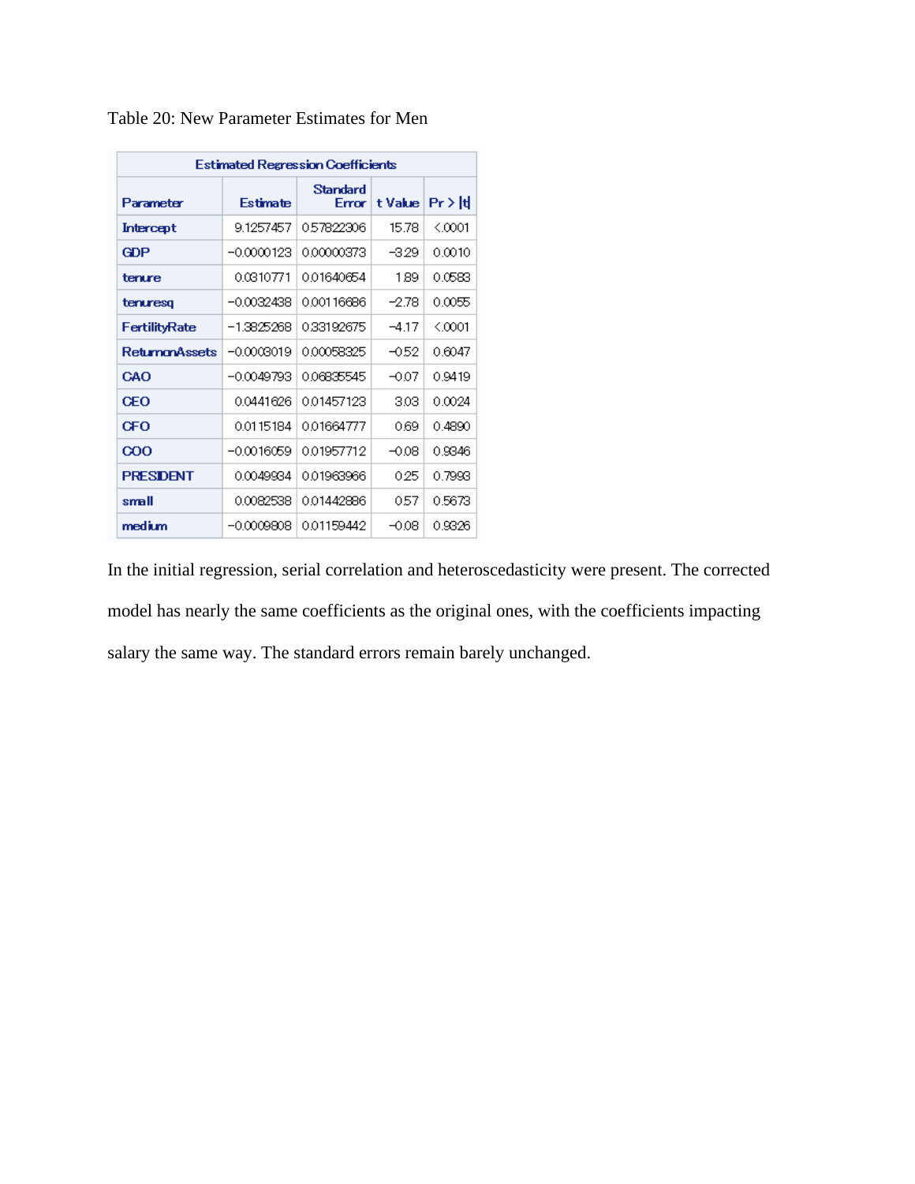Table 20: New Parameter Estimates for Men

| Estimated Regression Coefficients | | | | |
|---|---|---|---|---|
| Parameter | Estimate | Standard Error | t Value | Pr > \|t\| |
| Intercept | 9.1257457 | 0.57822306 | 15.78 | <.0001 |
| GDP | -0.0000123 | 0.00000373 | -3.29 | 0.0010 |
| tenure | 0.0310771 | 0.01640654 | 1.89 | 0.0583 |
| tenuresq | -0.0032438 | 0.00116686 | -2.78 | 0.0055 |
| FertilityRate | -1.3825268 | 0.33192675 | -4.17 | <.0001 |
| ReturnonAssets | -0.0003019 | 0.00058325 | -0.52 | 0.6047 |
| CAO | -0.0049793 | 0.06835545 | -0.07 | 0.9419 |
| CEO | 0.0441626 | 0.01457123 | 3.03 | 0.0024 |
| CFO | 0.0115184 | 0.01664777 | 0.69 | 0.4890 |
| COO | -0.0016059 | 0.01957712 | -0.08 | 0.9346 |
| PRESIDENT | 0.0049934 | 0.01963966 | 0.25 | 0.7993 |
| small | 0.0082538 | 0.01442886 | 0.57 | 0.5673 |
| medium | -0.0009808 | 0.01159442 | -0.08 | 0.9326 |

In the initial regression, serial correlation and heteroscedasticity were present. The corrected model has nearly the same coefficients as the original ones, with the coefficients impacting salary the same way. The standard errors remain barely unchanged.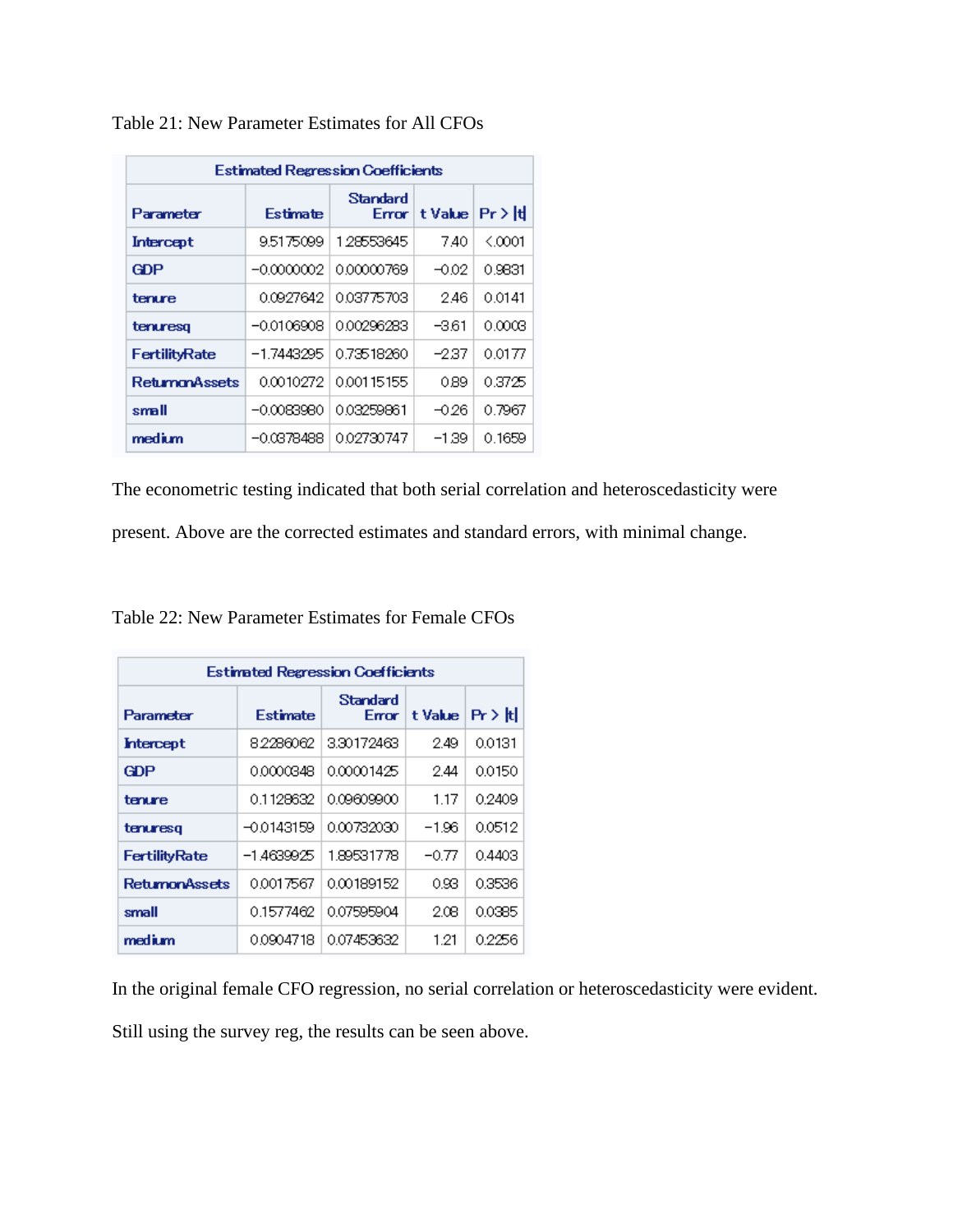Table 21: New Parameter Estimates for All CFOs

| Estimated Regression Coefficients | | | | |
|---|---|---|---|---|
| Parameter | Estimate | Standard Error | t Value | Pr > \|t\| |
| Intercept | 9.5175099 | 1.28553645 | 7.40 | <.0001 |
| GDP | −0.0000002 | 0.00000769 | −0.02 | 0.9831 |
| tenure | 0.0927642 | 0.03775703 | 2.46 | 0.0141 |
| tenuresq | −0.0106908 | 0.00296283 | −3.61 | 0.0003 |
| FertilityRate | −1.7443295 | 0.73518260 | −2.37 | 0.0177 |
| ReturnonAssets | 0.0010272 | 0.00115155 | 0.89 | 0.3725 |
| small | −0.0083980 | 0.03259861 | −0.26 | 0.7967 |
| medium | −0.0378488 | 0.02730747 | −1.39 | 0.1659 |

The econometric testing indicated that both serial correlation and heteroscedasticity were present. Above are the corrected estimates and standard errors, with minimal change.

Table 22: New Parameter Estimates for Female CFOs

| Estimated Regression Coefficients | | | | |
|---|---|---|---|---|
| Parameter | Estimate | Standard Error | t Value | Pr > \|t\| |
| Intercept | 8.2286062 | 3.30172463 | 2.49 | 0.0131 |
| GDP | 0.0000348 | 0.00001425 | 2.44 | 0.0150 |
| tenure | 0.1128632 | 0.09609900 | 1.17 | 0.2409 |
| tenuresq | −0.0143159 | 0.00732030 | −1.96 | 0.0512 |
| FertilityRate | −1.4639925 | 1.89531778 | −0.77 | 0.4403 |
| ReturnonAssets | 0.0017567 | 0.00189152 | 0.93 | 0.3536 |
| small | 0.1577462 | 0.07595904 | 2.08 | 0.0385 |
| medium | 0.0904718 | 0.07453632 | 1.21 | 0.2256 |

In the original female CFO regression, no serial correlation or heteroscedasticity were evident. Still using the survey reg, the results can be seen above.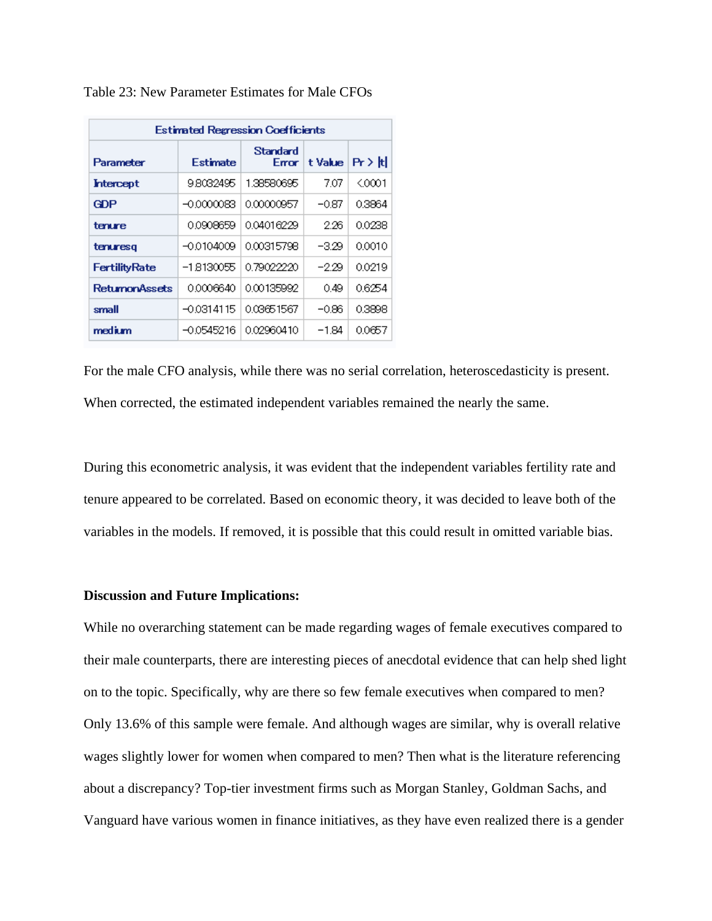Table 23: New Parameter Estimates for Male CFOs

| Estimated Regression Coefficients | | | | |
|---|---|---|---|---|
| Parameter | Estimate | Standard Error | t Value | Pr > \|t\| |
| Intercept | 9.8032495 | 1.38580695 | 7.07 | <.0001 |
| GDP | −0.0000083 | 0.00000957 | −0.87 | 0.3864 |
| tenure | 0.0908659 | 0.04016229 | 2.26 | 0.0238 |
| tenuresq | −0.0104009 | 0.00315798 | −3.29 | 0.0010 |
| FertilityRate | −1.8130055 | 0.79022220 | −2.29 | 0.0219 |
| ReturnonAssets | 0.0006640 | 0.00135992 | 0.49 | 0.6254 |
| small | −0.0314115 | 0.03651567 | −0.86 | 0.3898 |
| medium | −0.0545216 | 0.02960410 | −1.84 | 0.0657 |

For the male CFO analysis, while there was no serial correlation, heteroscedasticity is present. When corrected, the estimated independent variables remained the nearly the same.

During this econometric analysis, it was evident that the independent variables fertility rate and tenure appeared to be correlated. Based on economic theory, it was decided to leave both of the variables in the models. If removed, it is possible that this could result in omitted variable bias.

**Discussion and Future Implications:**

While no overarching statement can be made regarding wages of female executives compared to their male counterparts, there are interesting pieces of anecdotal evidence that can help shed light on to the topic. Specifically, why are there so few female executives when compared to men? Only 13.6% of this sample were female. And although wages are similar, why is overall relative wages slightly lower for women when compared to men? Then what is the literature referencing about a discrepancy? Top-tier investment firms such as Morgan Stanley, Goldman Sachs, and Vanguard have various women in finance initiatives, as they have even realized there is a gender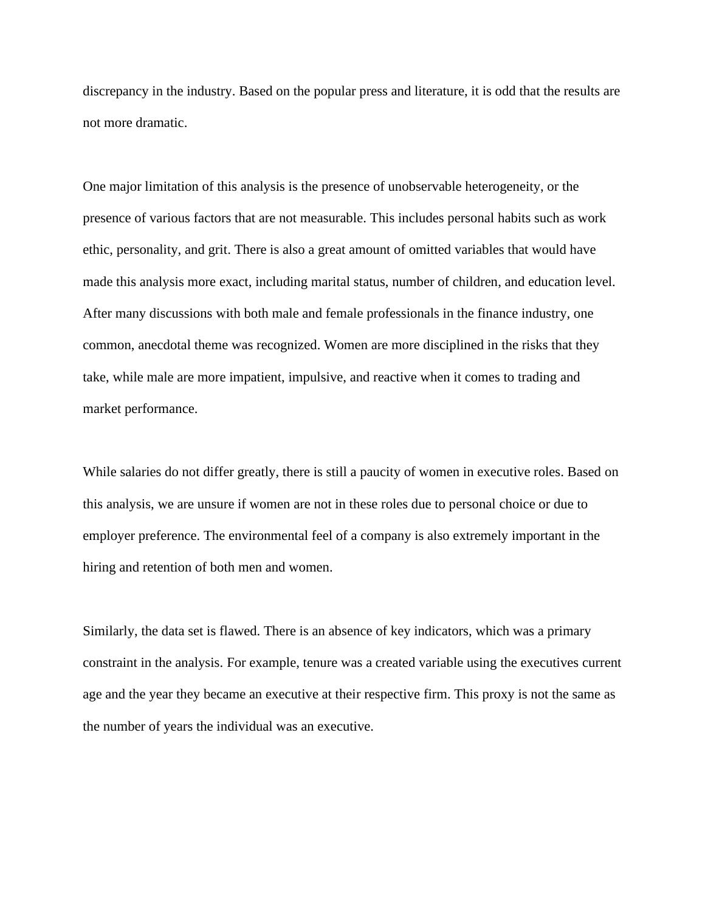discrepancy in the industry. Based on the popular press and literature, it is odd that the results are not more dramatic.

One major limitation of this analysis is the presence of unobservable heterogeneity, or the presence of various factors that are not measurable. This includes personal habits such as work ethic, personality, and grit. There is also a great amount of omitted variables that would have made this analysis more exact, including marital status, number of children, and education level. After many discussions with both male and female professionals in the finance industry, one common, anecdotal theme was recognized. Women are more disciplined in the risks that they take, while male are more impatient, impulsive, and reactive when it comes to trading and market performance.

While salaries do not differ greatly, there is still a paucity of women in executive roles. Based on this analysis, we are unsure if women are not in these roles due to personal choice or due to employer preference. The environmental feel of a company is also extremely important in the hiring and retention of both men and women.

Similarly, the data set is flawed. There is an absence of key indicators, which was a primary constraint in the analysis. For example, tenure was a created variable using the executives current age and the year they became an executive at their respective firm. This proxy is not the same as the number of years the individual was an executive.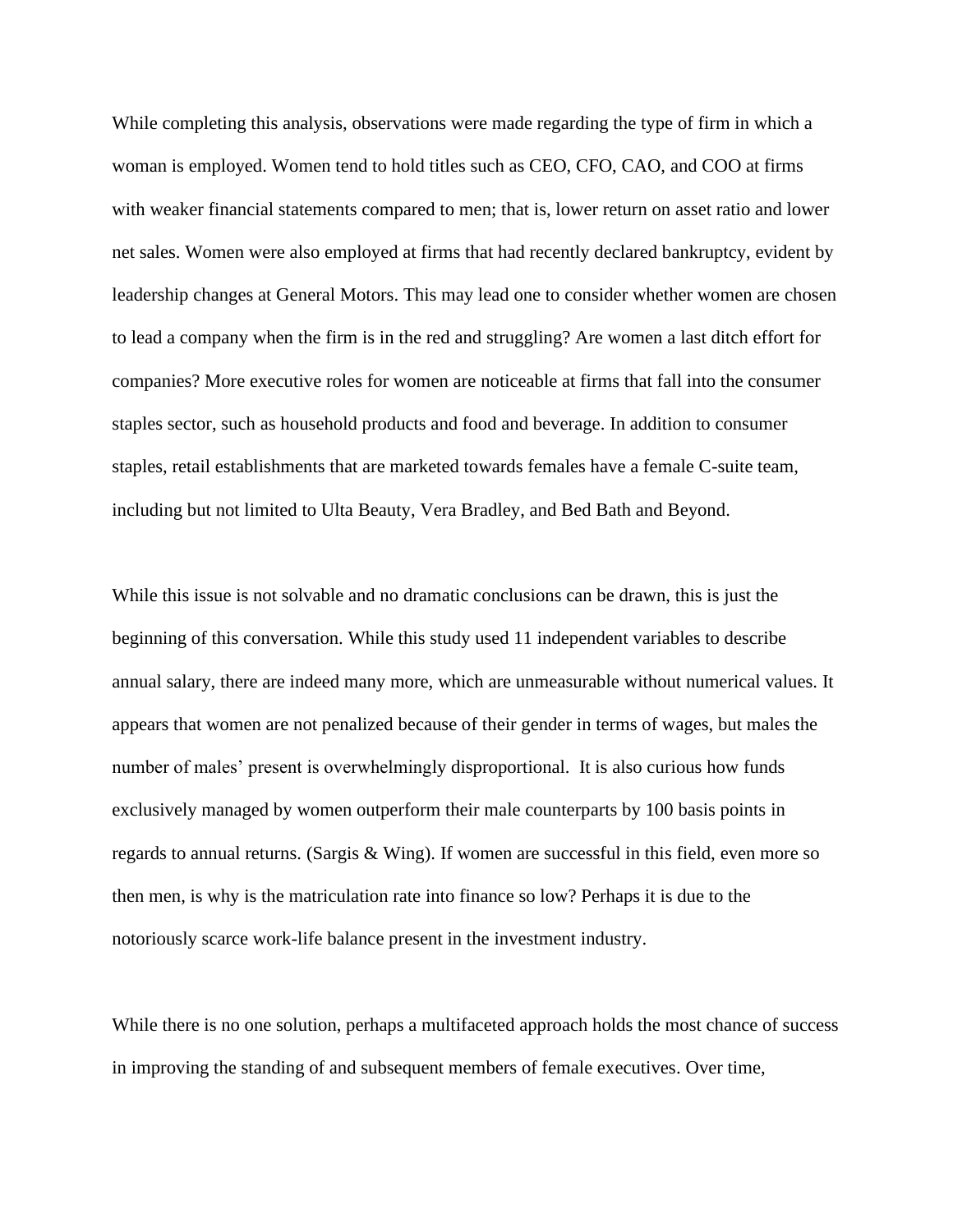While completing this analysis, observations were made regarding the type of firm in which a woman is employed. Women tend to hold titles such as CEO, CFO, CAO, and COO at firms with weaker financial statements compared to men; that is, lower return on asset ratio and lower net sales. Women were also employed at firms that had recently declared bankruptcy, evident by leadership changes at General Motors. This may lead one to consider whether women are chosen to lead a company when the firm is in the red and struggling? Are women a last ditch effort for companies? More executive roles for women are noticeable at firms that fall into the consumer staples sector, such as household products and food and beverage. In addition to consumer staples, retail establishments that are marketed towards females have a female C-suite team, including but not limited to Ulta Beauty, Vera Bradley, and Bed Bath and Beyond.

While this issue is not solvable and no dramatic conclusions can be drawn, this is just the beginning of this conversation. While this study used 11 independent variables to describe annual salary, there are indeed many more, which are unmeasurable without numerical values. It appears that women are not penalized because of their gender in terms of wages, but males the number of males' present is overwhelmingly disproportional.  It is also curious how funds exclusively managed by women outperform their male counterparts by 100 basis points in regards to annual returns. (Sargis & Wing). If women are successful in this field, even more so then men, is why is the matriculation rate into finance so low? Perhaps it is due to the notoriously scarce work-life balance present in the investment industry.

While there is no one solution, perhaps a multifaceted approach holds the most chance of success in improving the standing of and subsequent members of female executives. Over time,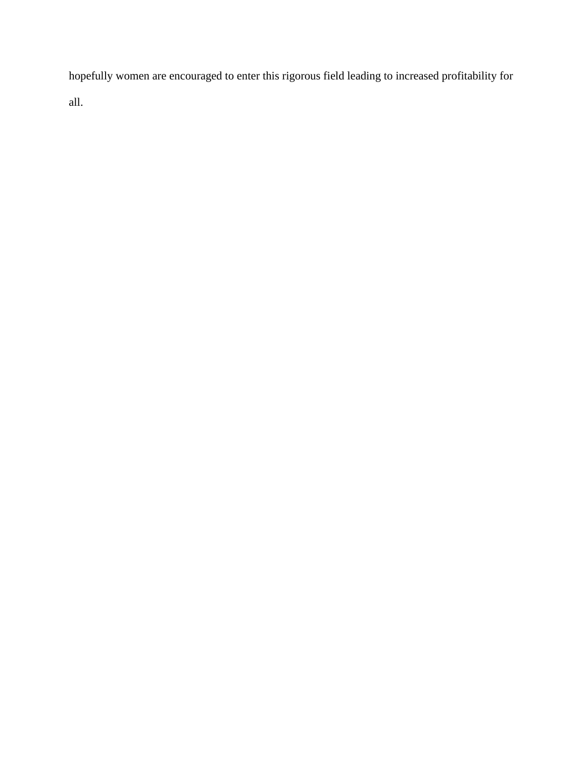hopefully women are encouraged to enter this rigorous field leading to increased profitability for all.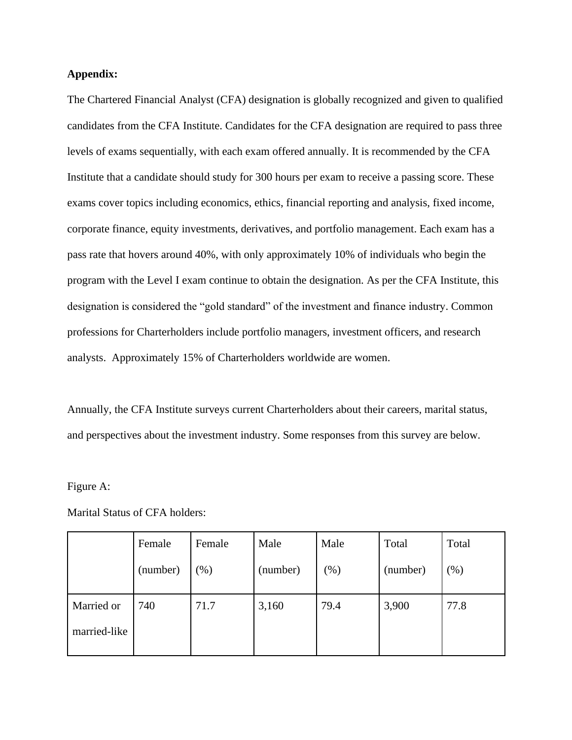**Appendix:**

The Chartered Financial Analyst (CFA) designation is globally recognized and given to qualified candidates from the CFA Institute. Candidates for the CFA designation are required to pass three levels of exams sequentially, with each exam offered annually. It is recommended by the CFA Institute that a candidate should study for 300 hours per exam to receive a passing score. These exams cover topics including economics, ethics, financial reporting and analysis, fixed income, corporate finance, equity investments, derivatives, and portfolio management. Each exam has a pass rate that hovers around 40%, with only approximately 10% of individuals who begin the program with the Level I exam continue to obtain the designation. As per the CFA Institute, this designation is considered the "gold standard" of the investment and finance industry. Common professions for Charterholders include portfolio managers, investment officers, and research analysts. Approximately 15% of Charterholders worldwide are women.

Annually, the CFA Institute surveys current Charterholders about their careers, marital status, and perspectives about the investment industry. Some responses from this survey are below.

Figure A:

Marital Status of CFA holders:

| | Female (number) | Female (%) | Male (number) | Male (%) | Total (number) | Total (%) |
|---|---|---|---|---|---|---|
| Married or married-like | 740 | 71.7 | 3,160 | 79.4 | 3,900 | 77.8 |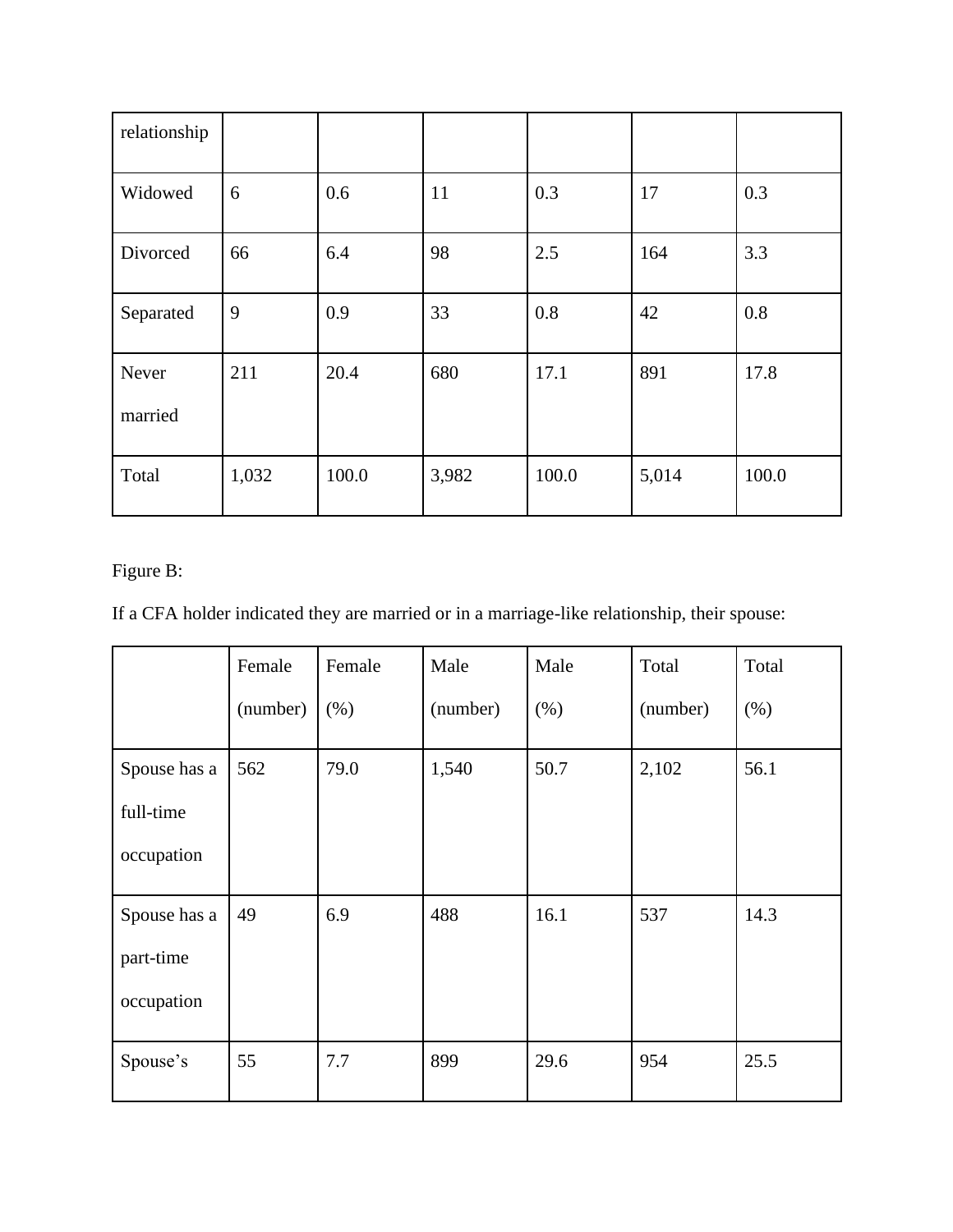| relationship | | | | | | |
|---|---|---|---|---|---|---|
| Widowed | 6 | 0.6 | 11 | 0.3 | 17 | 0.3 |
| Divorced | 66 | 6.4 | 98 | 2.5 | 164 | 3.3 |
| Separated | 9 | 0.9 | 33 | 0.8 | 42 | 0.8 |
| Never married | 211 | 20.4 | 680 | 17.1 | 891 | 17.8 |
| Total | 1,032 | 100.0 | 3,982 | 100.0 | 5,014 | 100.0 |

Figure B:

If a CFA holder indicated they are married or in a marriage-like relationship, their spouse:

| | Female (number) | Female (%) | Male (number) | Male (%) | Total (number) | Total (%) |
|---|---|---|---|---|---|---|
| Spouse has a full-time occupation | 562 | 79.0 | 1,540 | 50.7 | 2,102 | 56.1 |
| Spouse has a part-time occupation | 49 | 6.9 | 488 | 16.1 | 537 | 14.3 |
| Spouse's | 55 | 7.7 | 899 | 29.6 | 954 | 25.5 |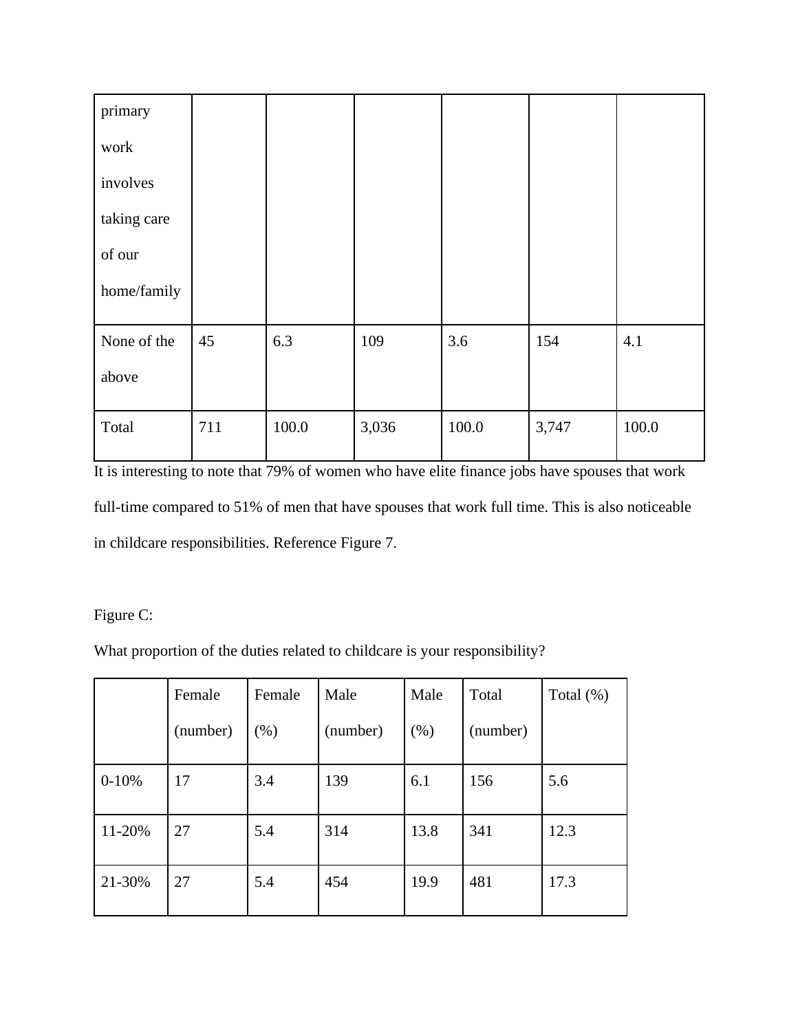| primary work involves taking care of our home/family | | | | | | |
|---|---|---|---|---|---|---|
| None of the above | 45 | 6.3 | 109 | 3.6 | 154 | 4.1 |
| Total | 711 | 100.0 | 3,036 | 100.0 | 3,747 | 100.0 |

It is interesting to note that 79% of women who have elite finance jobs have spouses that work full-time compared to 51% of men that have spouses that work full time. This is also noticeable in childcare responsibilities. Reference Figure 7.

Figure C:

What proportion of the duties related to childcare is your responsibility?

| | Female (number) | Female (%) | Male (number) | Male (%) | Total (number) | Total (%) |
|---|---|---|---|---|---|---|
| 0-10% | 17 | 3.4 | 139 | 6.1 | 156 | 5.6 |
| 11-20% | 27 | 5.4 | 314 | 13.8 | 341 | 12.3 |
| 21-30% | 27 | 5.4 | 454 | 19.9 | 481 | 17.3 |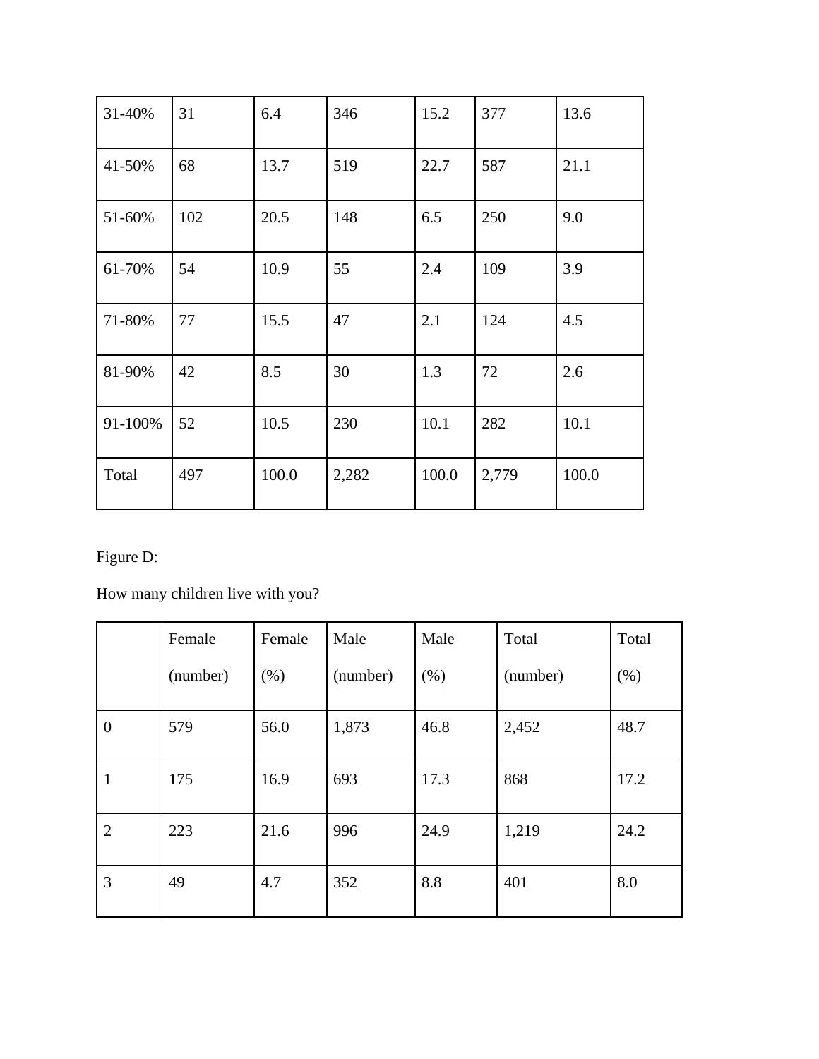| 31-40% | 31 | 6.4 | 346 | 15.2 | 377 | 13.6 |
|---|---|---|---|---|---|---|
| 41-50% | 68 | 13.7 | 519 | 22.7 | 587 | 21.1 |
| 51-60% | 102 | 20.5 | 148 | 6.5 | 250 | 9.0 |
| 61-70% | 54 | 10.9 | 55 | 2.4 | 109 | 3.9 |
| 71-80% | 77 | 15.5 | 47 | 2.1 | 124 | 4.5 |
| 81-90% | 42 | 8.5 | 30 | 1.3 | 72 | 2.6 |
| 91-100% | 52 | 10.5 | 230 | 10.1 | 282 | 10.1 |
| Total | 497 | 100.0 | 2,282 | 100.0 | 2,779 | 100.0 |

Figure D:

How many children live with you?

| | Female (number) | Female (%) | Male (number) | Male (%) | Total (number) | Total (%) |
|---|---|---|---|---|---|---|
| 0 | 579 | 56.0 | 1,873 | 46.8 | 2,452 | 48.7 |
| 1 | 175 | 16.9 | 693 | 17.3 | 868 | 17.2 |
| 2 | 223 | 21.6 | 996 | 24.9 | 1,219 | 24.2 |
| 3 | 49 | 4.7 | 352 | 8.8 | 401 | 8.0 |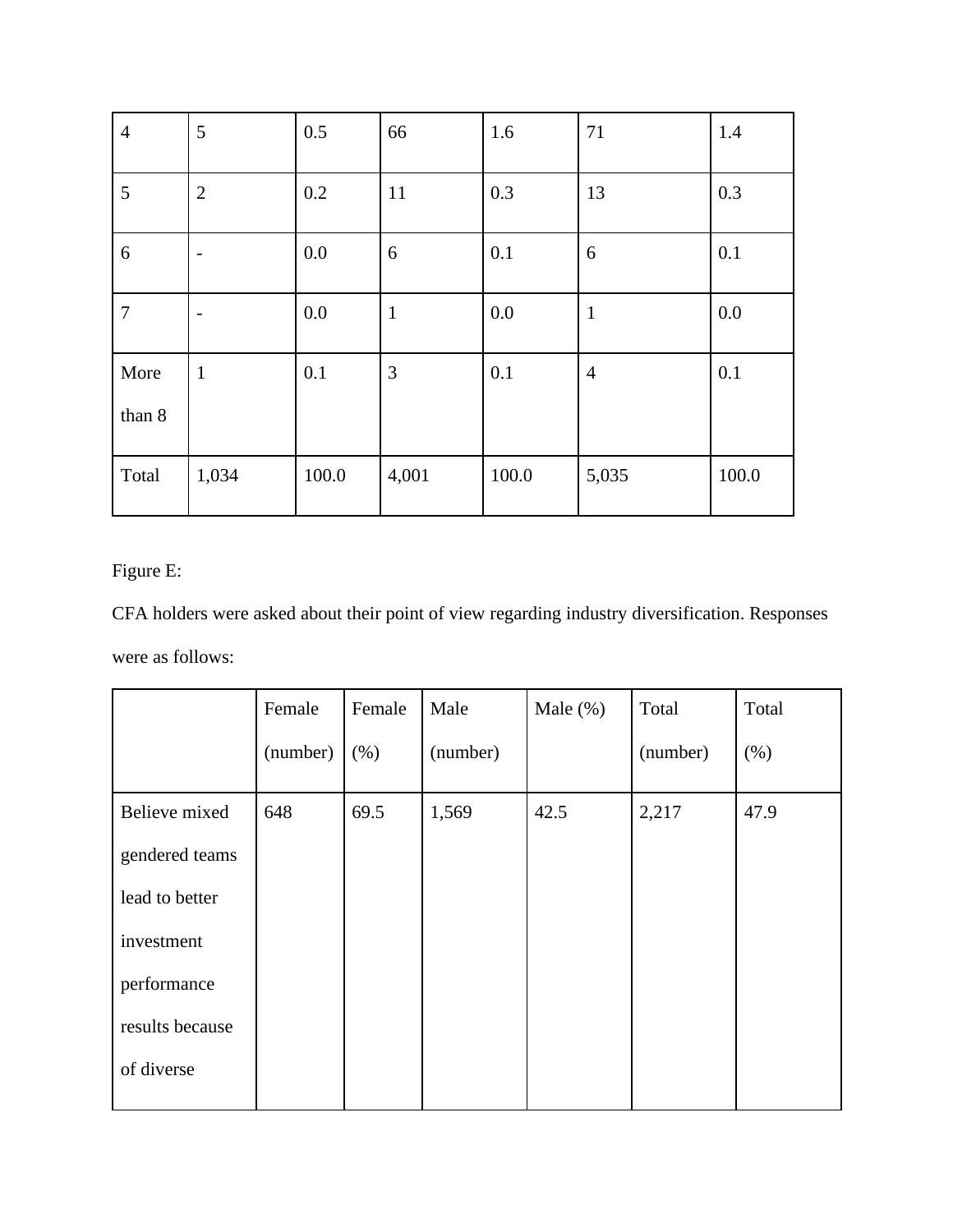| 4 | 5 | 0.5 | 66 | 1.6 | 71 | 1.4 |
|---|---|---|---|---|---|---|
| 5 | 2 | 0.2 | 11 | 0.3 | 13 | 0.3 |
| 6 | - | 0.0 | 6 | 0.1 | 6 | 0.1 |
| 7 | - | 0.0 | 1 | 0.0 | 1 | 0.0 |
| More than 8 | 1 | 0.1 | 3 | 0.1 | 4 | 0.1 |
| Total | 1,034 | 100.0 | 4,001 | 100.0 | 5,035 | 100.0 |

Figure E:

CFA holders were asked about their point of view regarding industry diversification. Responses were as follows:

| | Female (number) | Female (%) | Male (number) | Male (%) | Total (number) | Total (%) |
|---|---|---|---|---|---|---|
| Believe mixed gendered teams lead to better investment performance results because of diverse | 648 | 69.5 | 1,569 | 42.5 | 2,217 | 47.9 |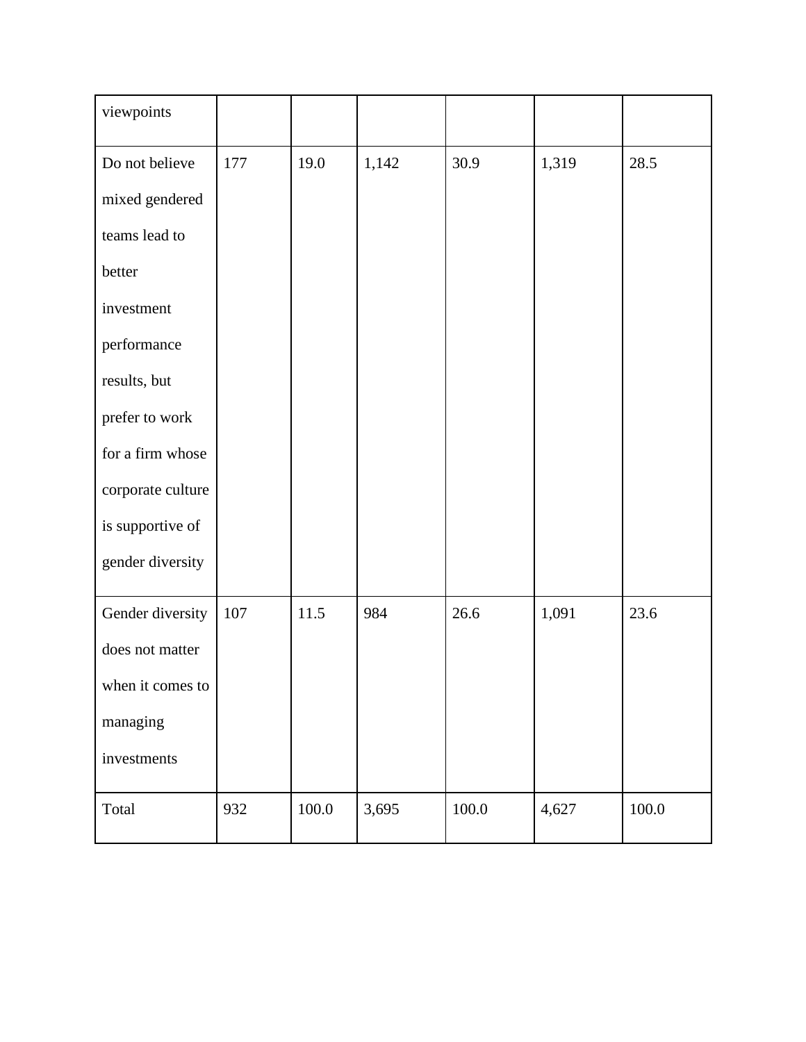| | | | | | | |
|---|---|---|---|---|---|---|
| viewpoints | | | | | | |
| Do not believe mixed gendered teams lead to better investment performance results, but prefer to work for a firm whose corporate culture is supportive of gender diversity | 177 | 19.0 | 1,142 | 30.9 | 1,319 | 28.5 |
| Gender diversity does not matter when it comes to managing investments | 107 | 11.5 | 984 | 26.6 | 1,091 | 23.6 |
| Total | 932 | 100.0 | 3,695 | 100.0 | 4,627 | 100.0 |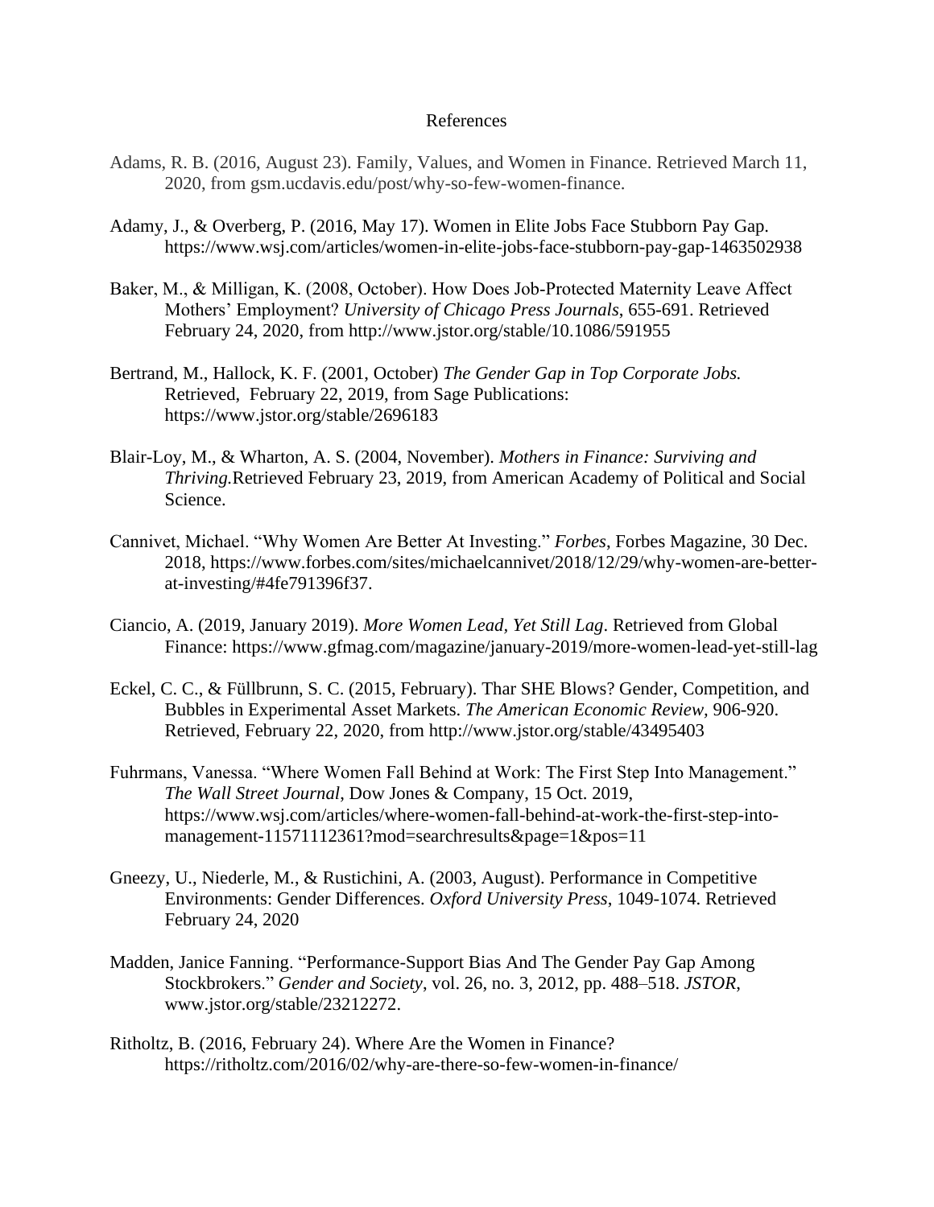# References

Adams, R. B. (2016, August 23). Family, Values, and Women in Finance. Retrieved March 11, 2020, from gsm.ucdavis.edu/post/why-so-few-women-finance.

Adamy, J., & Overberg, P. (2016, May 17). Women in Elite Jobs Face Stubborn Pay Gap. https://www.wsj.com/articles/women-in-elite-jobs-face-stubborn-pay-gap-1463502938

Baker, M., & Milligan, K. (2008, October). How Does Job-Protected Maternity Leave Affect Mothers' Employment? *University of Chicago Press Journals*, 655-691. Retrieved February 24, 2020, from http://www.jstor.org/stable/10.1086/591955

Bertrand, M., Hallock, K. F. (2001, October) *The Gender Gap in Top Corporate Jobs.* Retrieved, February 22, 2019, from Sage Publications: https://www.jstor.org/stable/2696183

Blair-Loy, M., & Wharton, A. S. (2004, November). *Mothers in Finance: Surviving and Thriving.*Retrieved February 23, 2019, from American Academy of Political and Social Science.

Cannivet, Michael. "Why Women Are Better At Investing." *Forbes*, Forbes Magazine, 30 Dec. 2018, https://www.forbes.com/sites/michaelcannivet/2018/12/29/why-women-are-better-at-investing/#4fe791396f37.

Ciancio, A. (2019, January 2019). *More Women Lead, Yet Still Lag*. Retrieved from Global Finance: https://www.gfmag.com/magazine/january-2019/more-women-lead-yet-still-lag

Eckel, C. C., & Füllbrunn, S. C. (2015, February). Thar SHE Blows? Gender, Competition, and Bubbles in Experimental Asset Markets. *The American Economic Review*, 906-920. Retrieved, February 22, 2020, from http://www.jstor.org/stable/43495403

Fuhrmans, Vanessa. "Where Women Fall Behind at Work: The First Step Into Management." *The Wall Street Journal*, Dow Jones & Company, 15 Oct. 2019, https://www.wsj.com/articles/where-women-fall-behind-at-work-the-first-step-into-management-11571112361?mod=searchresults&page=1&pos=11

Gneezy, U., Niederle, M., & Rustichini, A. (2003, August). Performance in Competitive Environments: Gender Differences. *Oxford University Press*, 1049-1074. Retrieved February 24, 2020

Madden, Janice Fanning. "Performance-Support Bias And The Gender Pay Gap Among Stockbrokers." *Gender and Society*, vol. 26, no. 3, 2012, pp. 488–518. *JSTOR*, www.jstor.org/stable/23212272.

Ritholtz, B. (2016, February 24). Where Are the Women in Finance? https://ritholtz.com/2016/02/why-are-there-so-few-women-in-finance/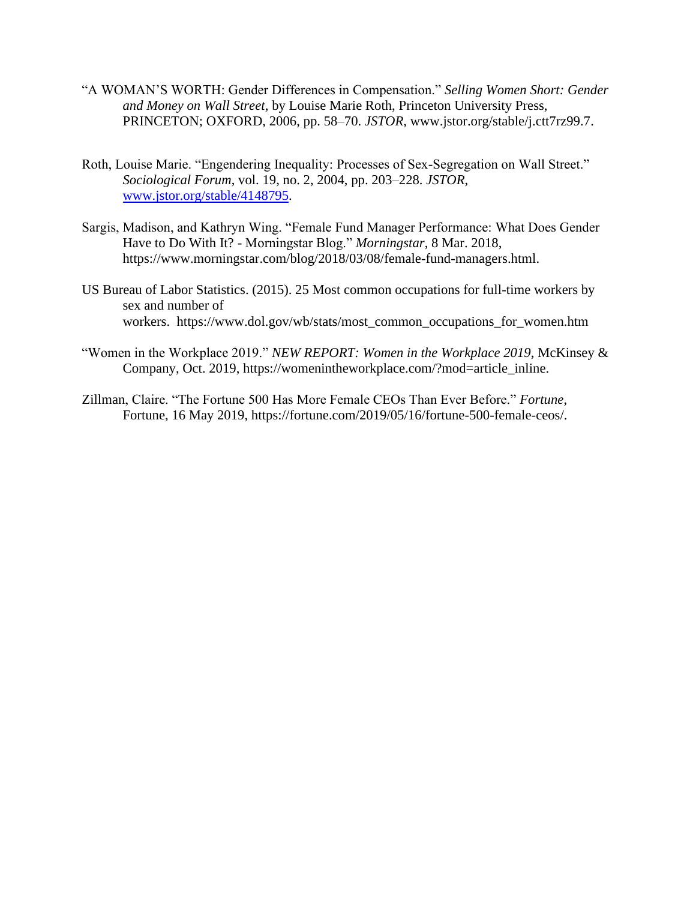"A WOMAN'S WORTH: Gender Differences in Compensation." *Selling Women Short: Gender and Money on Wall Street*, by Louise Marie Roth, Princeton University Press, PRINCETON; OXFORD, 2006, pp. 58–70. *JSTOR*, www.jstor.org/stable/j.ctt7rz99.7.

Roth, Louise Marie. "Engendering Inequality: Processes of Sex-Segregation on Wall Street." *Sociological Forum*, vol. 19, no. 2, 2004, pp. 203–228. *JSTOR*, www.jstor.org/stable/4148795.

Sargis, Madison, and Kathryn Wing. "Female Fund Manager Performance: What Does Gender Have to Do With It? - Morningstar Blog." *Morningstar*, 8 Mar. 2018, https://www.morningstar.com/blog/2018/03/08/female-fund-managers.html.

US Bureau of Labor Statistics. (2015). 25 Most common occupations for full-time workers by sex and number of workers. https://www.dol.gov/wb/stats/most_common_occupations_for_women.htm

"Women in the Workplace 2019." *NEW REPORT: Women in the Workplace 2019*, McKinsey & Company, Oct. 2019, https://womenintheworkplace.com/?mod=article_inline.

Zillman, Claire. "The Fortune 500 Has More Female CEOs Than Ever Before." *Fortune*, Fortune, 16 May 2019, https://fortune.com/2019/05/16/fortune-500-female-ceos/.